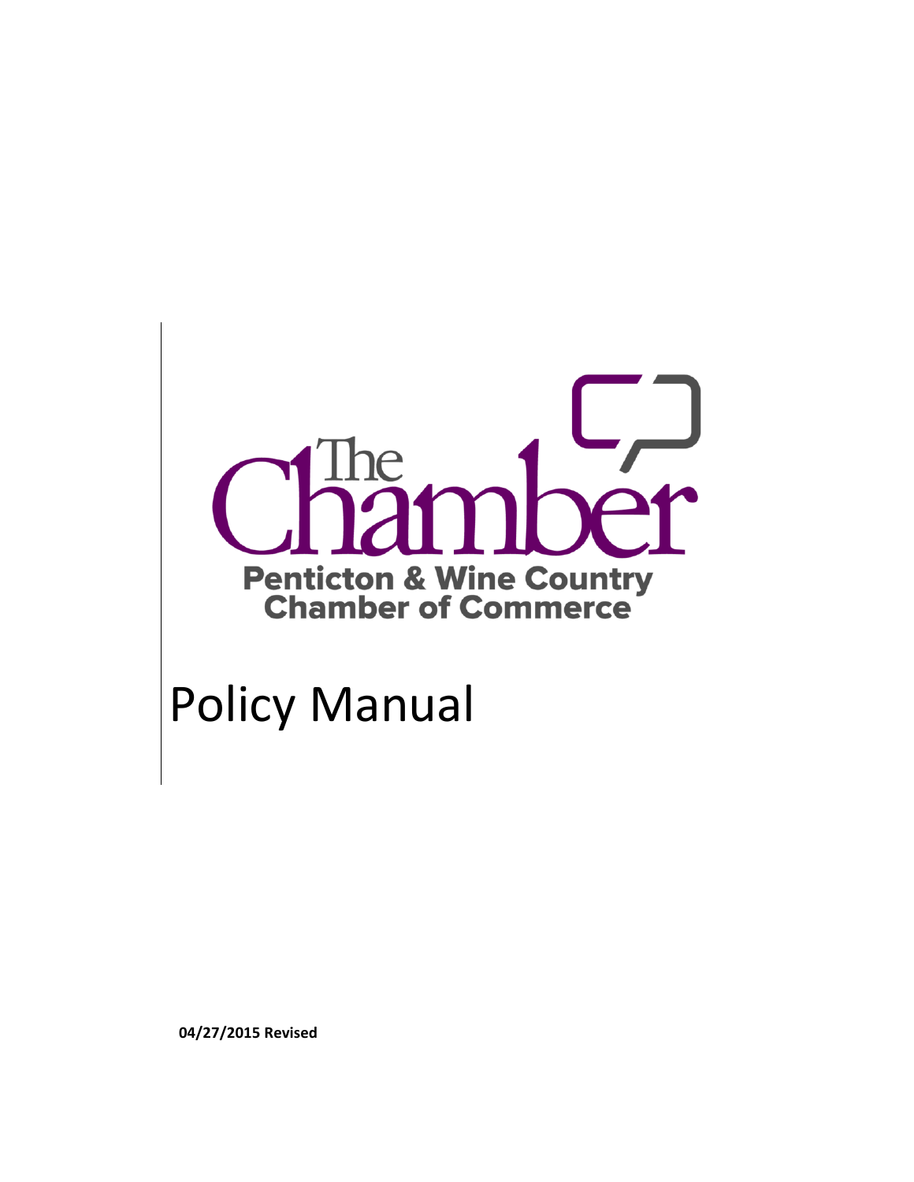The Chamber

**Penticton & Wine Country Chamber of Commerce**

# Policy Manual

**04/27/2015 Revised**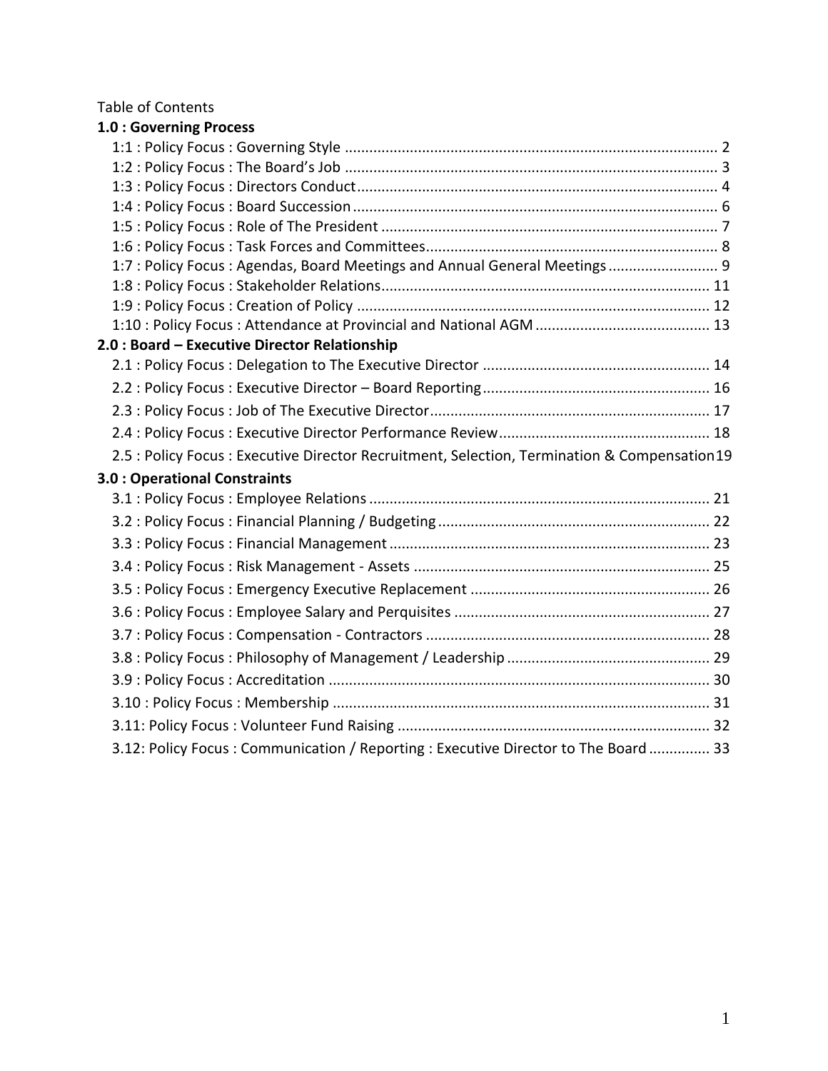Table of Contents

**1.0 : Governing Process**

- 1:1 : Policy Focus : Governing Style ..... 2
- 1:2 : Policy Focus : The Board's Job ..... 3
- 1:3 : Policy Focus : Directors Conduct ..... 4
- 1:4 : Policy Focus : Board Succession ..... 6
- 1:5 : Policy Focus : Role of The President ..... 7
- 1:6 : Policy Focus : Task Forces and Committees ..... 8
- 1:7 : Policy Focus : Agendas, Board Meetings and Annual General Meetings ..... 9
- 1:8 : Policy Focus : Stakeholder Relations ..... 11
- 1:9 : Policy Focus : Creation of Policy ..... 12
- 1:10 : Policy Focus : Attendance at Provincial and National AGM ..... 13

**2.0 : Board – Executive Director Relationship**

- 2.1 : Policy Focus : Delegation to The Executive Director ..... 14
- 2.2 : Policy Focus : Executive Director – Board Reporting ..... 16
- 2.3 : Policy Focus : Job of The Executive Director ..... 17
- 2.4 : Policy Focus : Executive Director Performance Review ..... 18
- 2.5 : Policy Focus : Executive Director Recruitment, Selection, Termination & Compensation 19

**3.0 : Operational Constraints**

- 3.1 : Policy Focus : Employee Relations ..... 21
- 3.2 : Policy Focus : Financial Planning / Budgeting ..... 22
- 3.3 : Policy Focus : Financial Management ..... 23
- 3.4 : Policy Focus : Risk Management - Assets ..... 25
- 3.5 : Policy Focus : Emergency Executive Replacement ..... 26
- 3.6 : Policy Focus : Employee Salary and Perquisites ..... 27
- 3.7 : Policy Focus : Compensation - Contractors ..... 28
- 3.8 : Policy Focus : Philosophy of Management / Leadership ..... 29
- 3.9 : Policy Focus : Accreditation ..... 30
- 3.10 : Policy Focus : Membership ..... 31
- 3.11: Policy Focus : Volunteer Fund Raising ..... 32
- 3.12: Policy Focus : Communication / Reporting : Executive Director to The Board ..... 33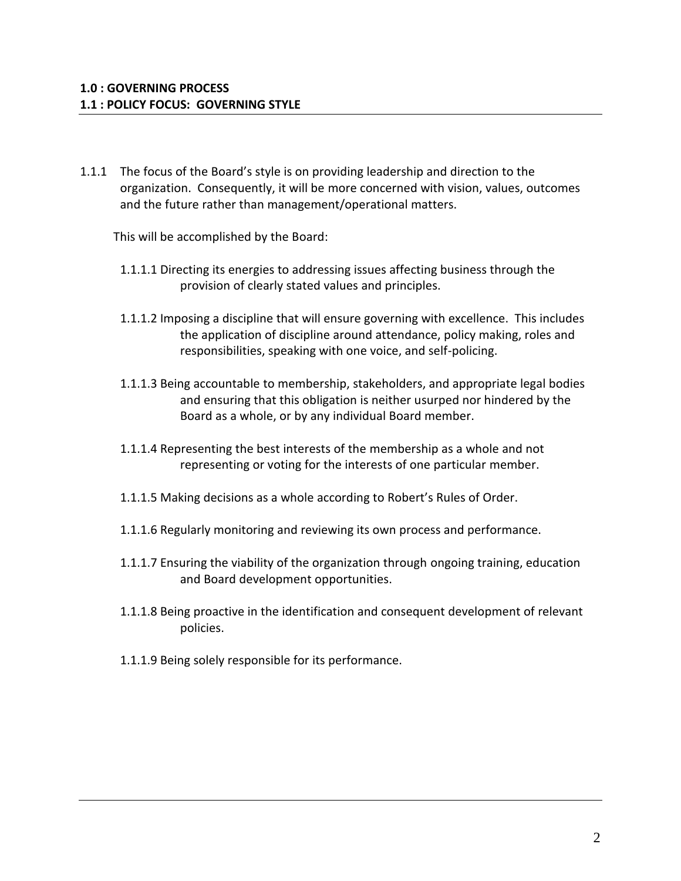**1.0 : GOVERNING PROCESS**
**1.1 : POLICY FOCUS: GOVERNING STYLE**

1.1.1 The focus of the Board's style is on providing leadership and direction to the organization. Consequently, it will be more concerned with vision, values, outcomes and the future rather than management/operational matters.

This will be accomplished by the Board:

1.1.1.1 Directing its energies to addressing issues affecting business through the provision of clearly stated values and principles.

1.1.1.2 Imposing a discipline that will ensure governing with excellence. This includes the application of discipline around attendance, policy making, roles and responsibilities, speaking with one voice, and self-policing.

1.1.1.3 Being accountable to membership, stakeholders, and appropriate legal bodies and ensuring that this obligation is neither usurped nor hindered by the Board as a whole, or by any individual Board member.

1.1.1.4 Representing the best interests of the membership as a whole and not representing or voting for the interests of one particular member.

1.1.1.5 Making decisions as a whole according to Robert's Rules of Order.

1.1.1.6 Regularly monitoring and reviewing its own process and performance.

1.1.1.7 Ensuring the viability of the organization through ongoing training, education and Board development opportunities.

1.1.1.8 Being proactive in the identification and consequent development of relevant policies.

1.1.1.9 Being solely responsible for its performance.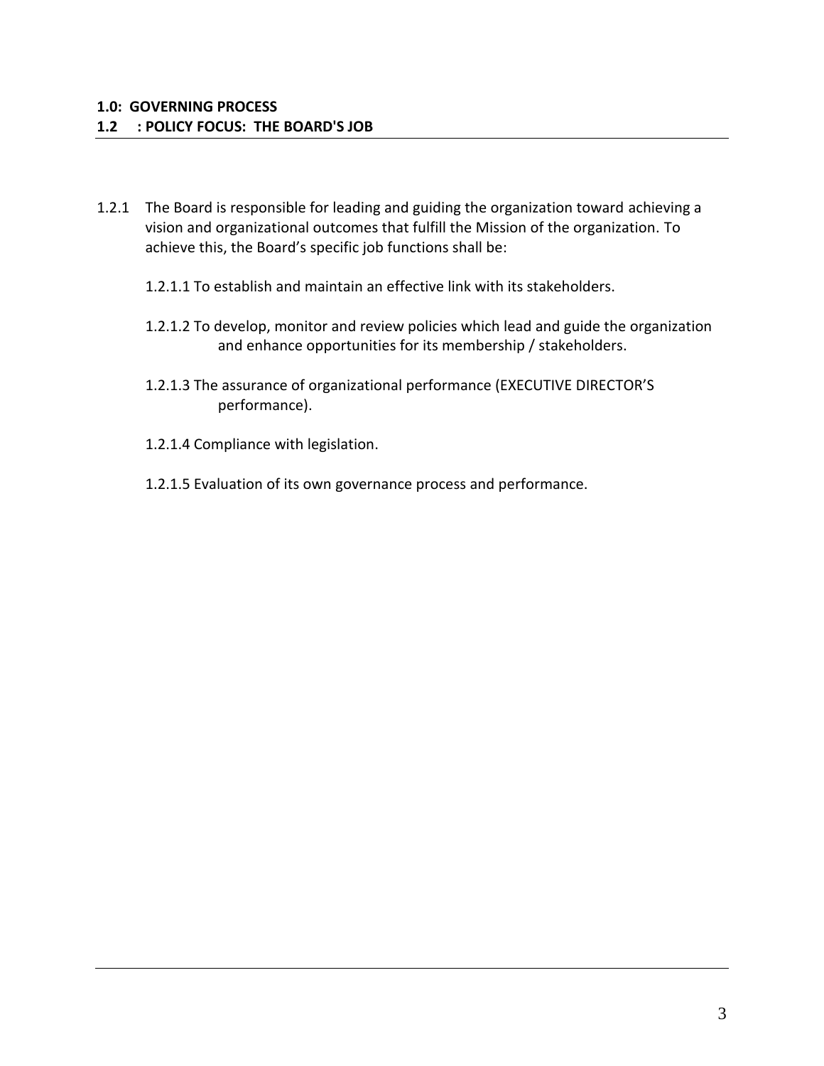**1.0: GOVERNING PROCESS**

**1.2 : POLICY FOCUS: THE BOARD'S JOB**

1.2.1 The Board is responsible for leading and guiding the organization toward achieving a vision and organizational outcomes that fulfill the Mission of the organization. To achieve this, the Board's specific job functions shall be:

1.2.1.1 To establish and maintain an effective link with its stakeholders.

1.2.1.2 To develop, monitor and review policies which lead and guide the organization and enhance opportunities for its membership / stakeholders.

1.2.1.3 The assurance of organizational performance (EXECUTIVE DIRECTOR'S performance).

1.2.1.4 Compliance with legislation.

1.2.1.5 Evaluation of its own governance process and performance.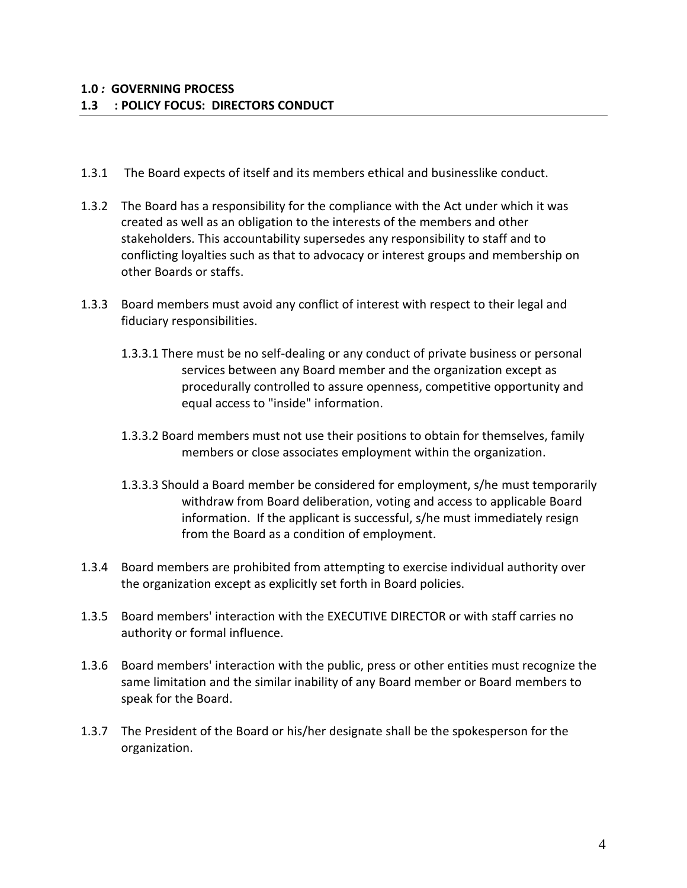**1.0 *:* GOVERNING PROCESS**

**1.3 : POLICY FOCUS: DIRECTORS CONDUCT**

1.3.1 The Board expects of itself and its members ethical and businesslike conduct.

1.3.2 The Board has a responsibility for the compliance with the Act under which it was created as well as an obligation to the interests of the members and other stakeholders. This accountability supersedes any responsibility to staff and to conflicting loyalties such as that to advocacy or interest groups and membership on other Boards or staffs.

1.3.3 Board members must avoid any conflict of interest with respect to their legal and fiduciary responsibilities.

1.3.3.1 There must be no self-dealing or any conduct of private business or personal services between any Board member and the organization except as procedurally controlled to assure openness, competitive opportunity and equal access to "inside" information.

1.3.3.2 Board members must not use their positions to obtain for themselves, family members or close associates employment within the organization.

1.3.3.3 Should a Board member be considered for employment, s/he must temporarily withdraw from Board deliberation, voting and access to applicable Board information. If the applicant is successful, s/he must immediately resign from the Board as a condition of employment.

1.3.4 Board members are prohibited from attempting to exercise individual authority over the organization except as explicitly set forth in Board policies.

1.3.5 Board members' interaction with the EXECUTIVE DIRECTOR or with staff carries no authority or formal influence.

1.3.6 Board members' interaction with the public, press or other entities must recognize the same limitation and the similar inability of any Board member or Board members to speak for the Board.

1.3.7 The President of the Board or his/her designate shall be the spokesperson for the organization.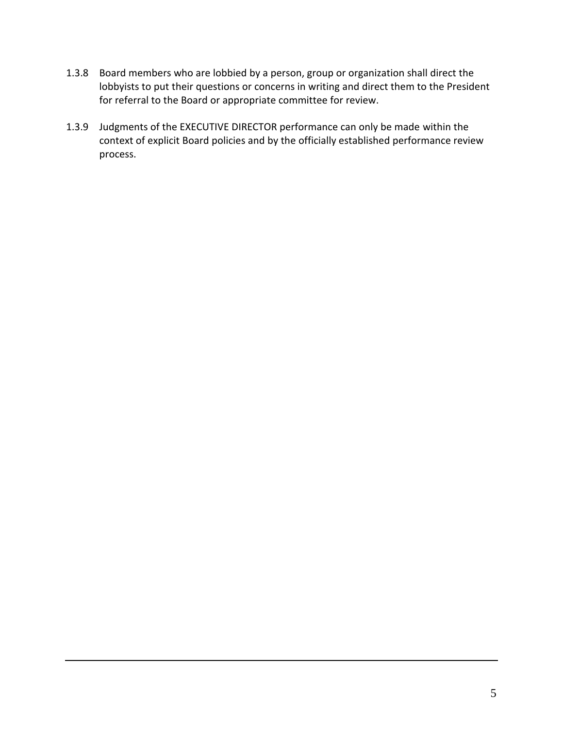1.3.8 Board members who are lobbied by a person, group or organization shall direct the lobbyists to put their questions or concerns in writing and direct them to the President for referral to the Board or appropriate committee for review.

1.3.9 Judgments of the EXECUTIVE DIRECTOR performance can only be made within the context of explicit Board policies and by the officially established performance review process.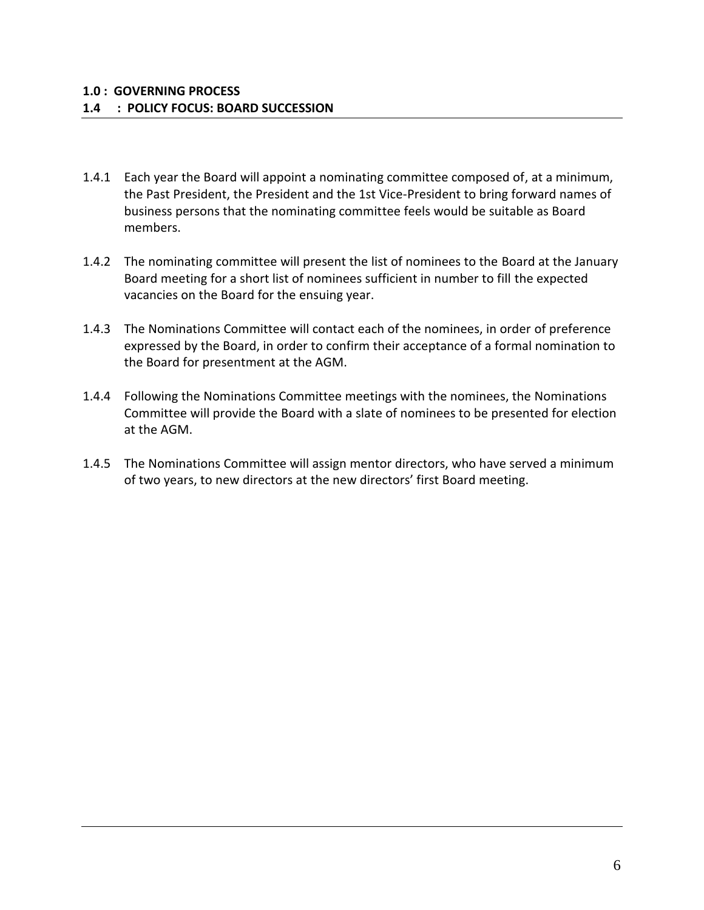**1.0 : GOVERNING PROCESS**

**1.4 : POLICY FOCUS: BOARD SUCCESSION**

1.4.1 Each year the Board will appoint a nominating committee composed of, at a minimum, the Past President, the President and the 1st Vice-President to bring forward names of business persons that the nominating committee feels would be suitable as Board members.

1.4.2 The nominating committee will present the list of nominees to the Board at the January Board meeting for a short list of nominees sufficient in number to fill the expected vacancies on the Board for the ensuing year.

1.4.3 The Nominations Committee will contact each of the nominees, in order of preference expressed by the Board, in order to confirm their acceptance of a formal nomination to the Board for presentment at the AGM.

1.4.4 Following the Nominations Committee meetings with the nominees, the Nominations Committee will provide the Board with a slate of nominees to be presented for election at the AGM.

1.4.5 The Nominations Committee will assign mentor directors, who have served a minimum of two years, to new directors at the new directors' first Board meeting.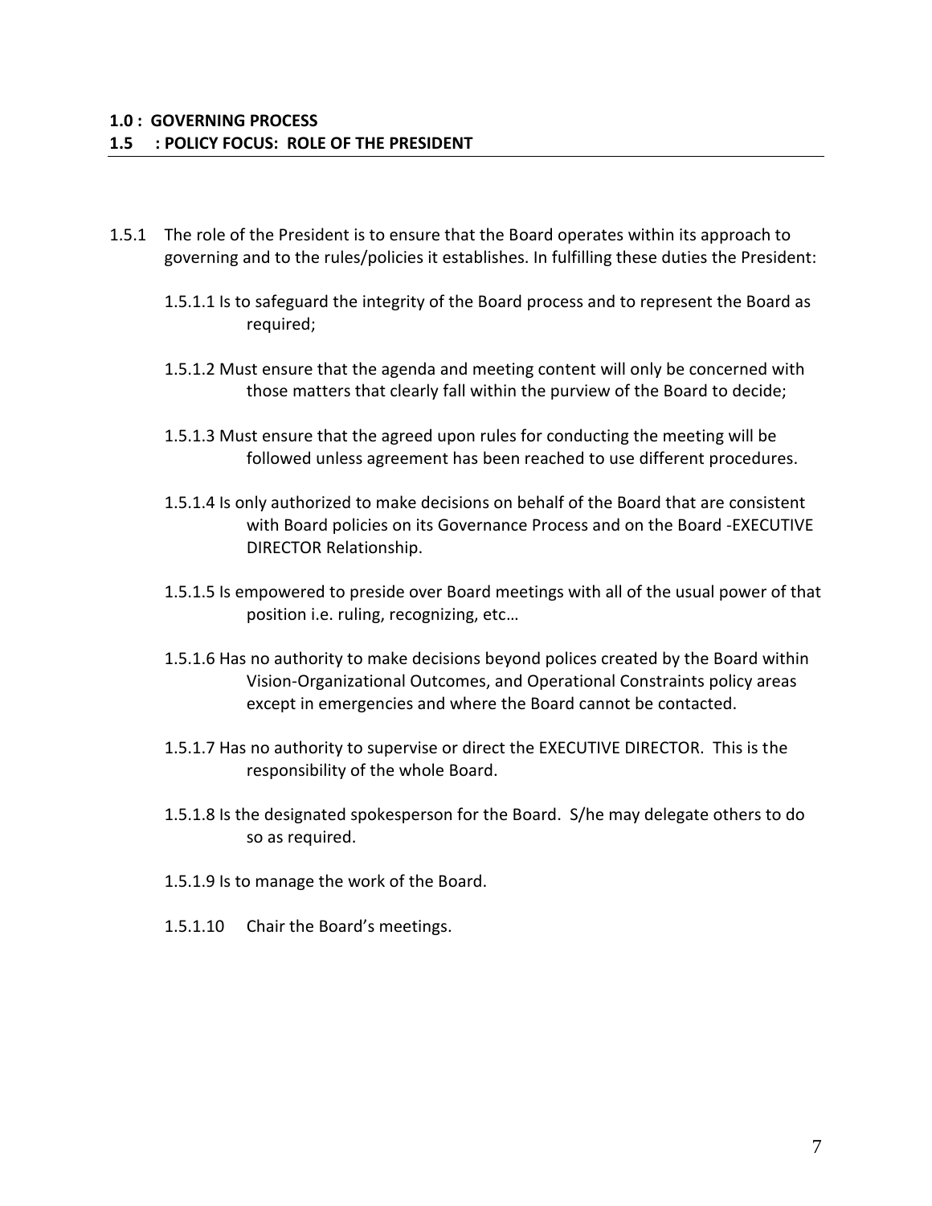**1.0 : GOVERNING PROCESS**

**1.5 : POLICY FOCUS: ROLE OF THE PRESIDENT**

1.5.1 The role of the President is to ensure that the Board operates within its approach to governing and to the rules/policies it establishes. In fulfilling these duties the President:

1.5.1.1 Is to safeguard the integrity of the Board process and to represent the Board as required;

1.5.1.2 Must ensure that the agenda and meeting content will only be concerned with those matters that clearly fall within the purview of the Board to decide;

1.5.1.3 Must ensure that the agreed upon rules for conducting the meeting will be followed unless agreement has been reached to use different procedures.

1.5.1.4 Is only authorized to make decisions on behalf of the Board that are consistent with Board policies on its Governance Process and on the Board -EXECUTIVE DIRECTOR Relationship.

1.5.1.5 Is empowered to preside over Board meetings with all of the usual power of that position i.e. ruling, recognizing, etc…

1.5.1.6 Has no authority to make decisions beyond polices created by the Board within Vision-Organizational Outcomes, and Operational Constraints policy areas except in emergencies and where the Board cannot be contacted.

1.5.1.7 Has no authority to supervise or direct the EXECUTIVE DIRECTOR. This is the responsibility of the whole Board.

1.5.1.8 Is the designated spokesperson for the Board. S/he may delegate others to do so as required.

1.5.1.9 Is to manage the work of the Board.

1.5.1.10 Chair the Board's meetings.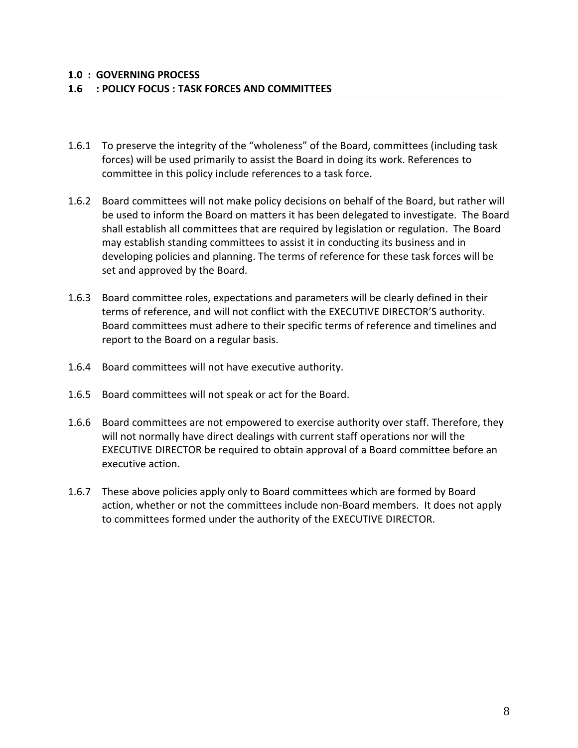**1.0 : GOVERNING PROCESS**

**1.6 : POLICY FOCUS : TASK FORCES AND COMMITTEES**

1.6.1 To preserve the integrity of the "wholeness" of the Board, committees (including task forces) will be used primarily to assist the Board in doing its work. References to committee in this policy include references to a task force.

1.6.2 Board committees will not make policy decisions on behalf of the Board, but rather will be used to inform the Board on matters it has been delegated to investigate. The Board shall establish all committees that are required by legislation or regulation. The Board may establish standing committees to assist it in conducting its business and in developing policies and planning. The terms of reference for these task forces will be set and approved by the Board.

1.6.3 Board committee roles, expectations and parameters will be clearly defined in their terms of reference, and will not conflict with the EXECUTIVE DIRECTOR'S authority. Board committees must adhere to their specific terms of reference and timelines and report to the Board on a regular basis.

1.6.4 Board committees will not have executive authority.

1.6.5 Board committees will not speak or act for the Board.

1.6.6 Board committees are not empowered to exercise authority over staff. Therefore, they will not normally have direct dealings with current staff operations nor will the EXECUTIVE DIRECTOR be required to obtain approval of a Board committee before an executive action.

1.6.7 These above policies apply only to Board committees which are formed by Board action, whether or not the committees include non-Board members. It does not apply to committees formed under the authority of the EXECUTIVE DIRECTOR.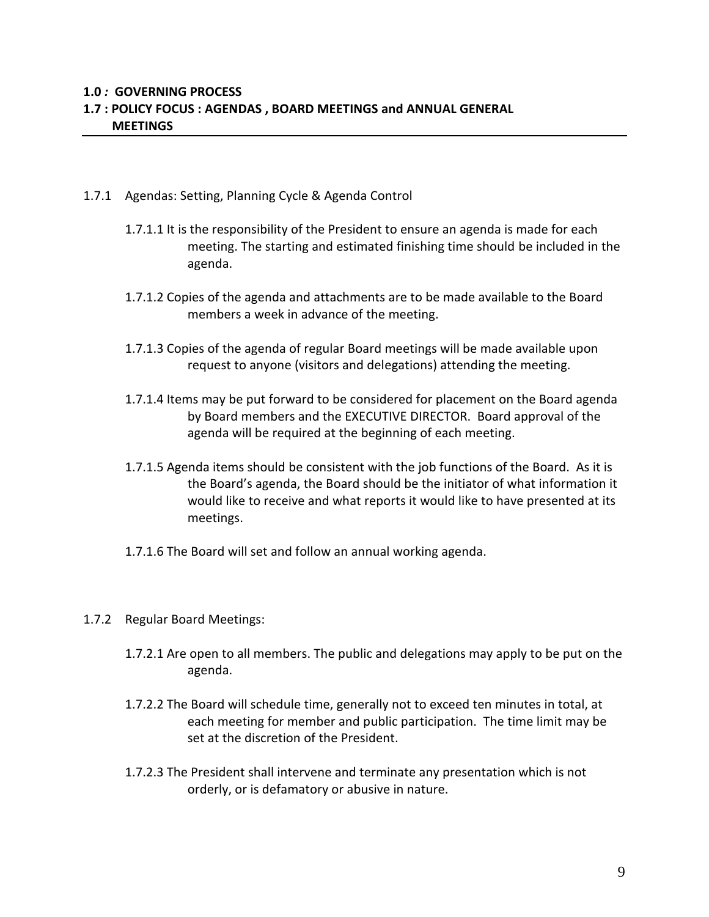**1.0 : GOVERNING PROCESS**

**1.7 : POLICY FOCUS : AGENDAS , BOARD MEETINGS and ANNUAL GENERAL MEETINGS**

1.7.1 Agendas: Setting, Planning Cycle & Agenda Control

1.7.1.1 It is the responsibility of the President to ensure an agenda is made for each meeting. The starting and estimated finishing time should be included in the agenda.

1.7.1.2 Copies of the agenda and attachments are to be made available to the Board members a week in advance of the meeting.

1.7.1.3 Copies of the agenda of regular Board meetings will be made available upon request to anyone (visitors and delegations) attending the meeting.

1.7.1.4 Items may be put forward to be considered for placement on the Board agenda by Board members and the EXECUTIVE DIRECTOR. Board approval of the agenda will be required at the beginning of each meeting.

1.7.1.5 Agenda items should be consistent with the job functions of the Board. As it is the Board's agenda, the Board should be the initiator of what information it would like to receive and what reports it would like to have presented at its meetings.

1.7.1.6 The Board will set and follow an annual working agenda.

1.7.2 Regular Board Meetings:

1.7.2.1 Are open to all members. The public and delegations may apply to be put on the agenda.

1.7.2.2 The Board will schedule time, generally not to exceed ten minutes in total, at each meeting for member and public participation. The time limit may be set at the discretion of the President.

1.7.2.3 The President shall intervene and terminate any presentation which is not orderly, or is defamatory or abusive in nature.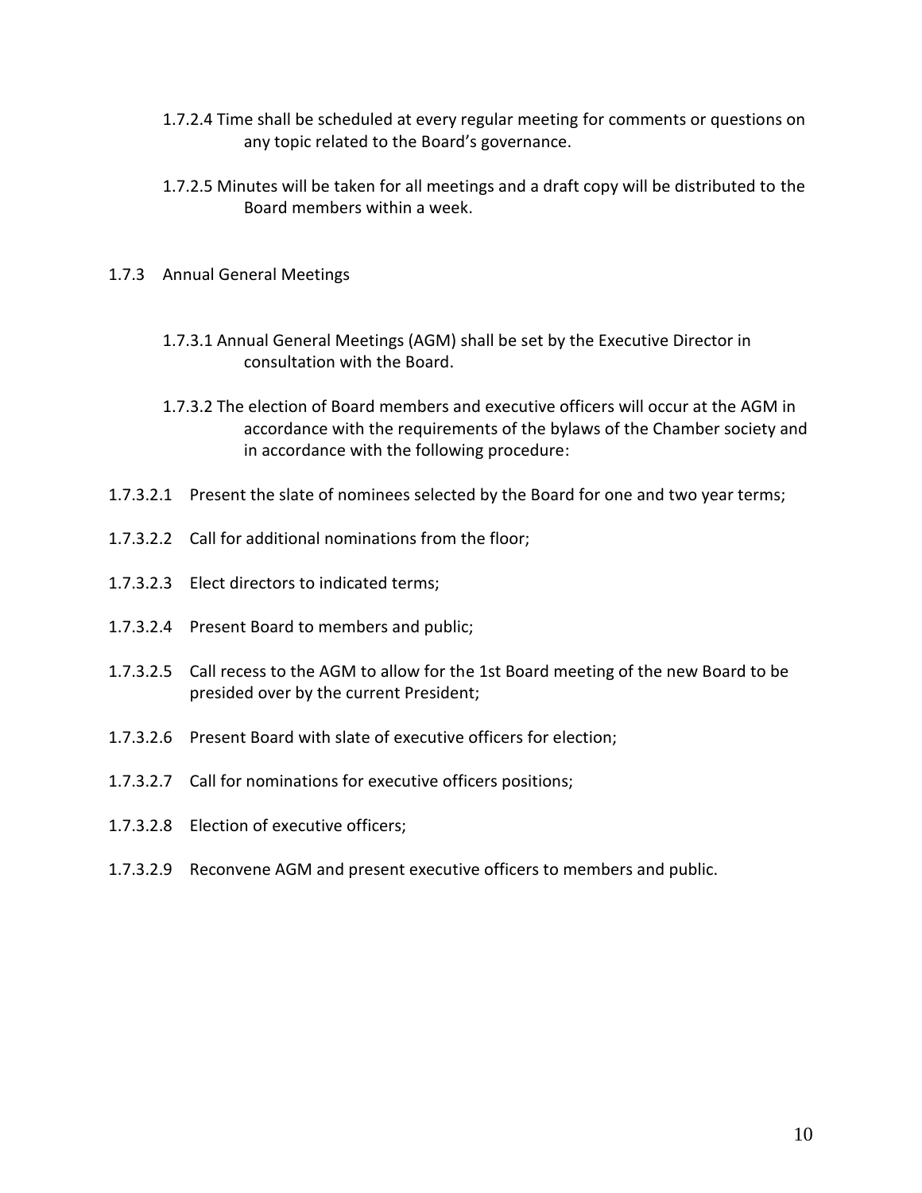1.7.2.4 Time shall be scheduled at every regular meeting for comments or questions on any topic related to the Board's governance.

1.7.2.5 Minutes will be taken for all meetings and a draft copy will be distributed to the Board members within a week.

1.7.3 Annual General Meetings

1.7.3.1 Annual General Meetings (AGM) shall be set by the Executive Director in consultation with the Board.

1.7.3.2 The election of Board members and executive officers will occur at the AGM in accordance with the requirements of the bylaws of the Chamber society and in accordance with the following procedure:

1.7.3.2.1 Present the slate of nominees selected by the Board for one and two year terms;

1.7.3.2.2 Call for additional nominations from the floor;

1.7.3.2.3 Elect directors to indicated terms;

1.7.3.2.4 Present Board to members and public;

1.7.3.2.5 Call recess to the AGM to allow for the 1st Board meeting of the new Board to be presided over by the current President;

1.7.3.2.6 Present Board with slate of executive officers for election;

1.7.3.2.7 Call for nominations for executive officers positions;

1.7.3.2.8 Election of executive officers;

1.7.3.2.9 Reconvene AGM and present executive officers to members and public.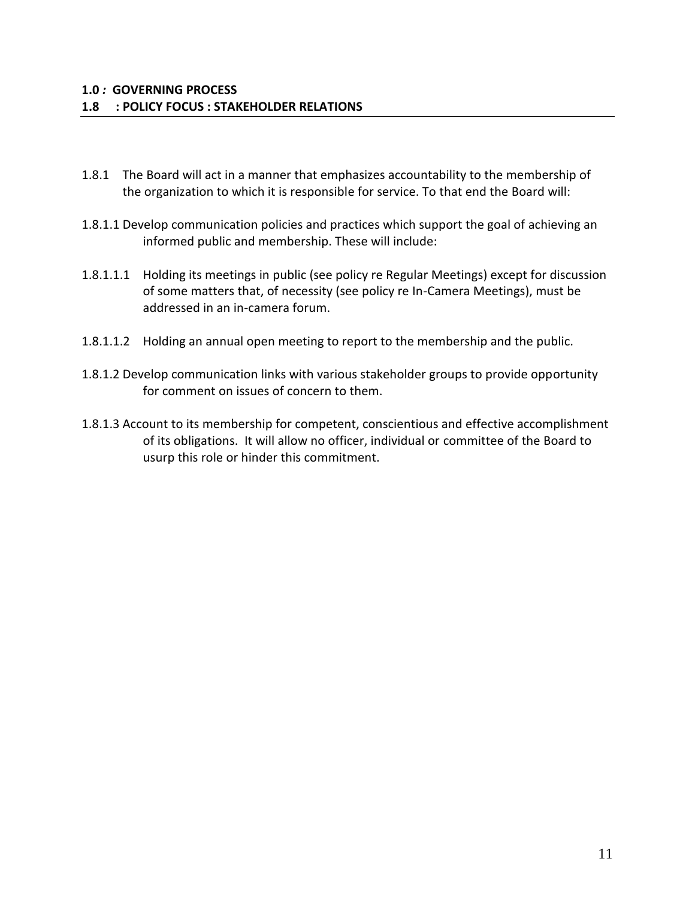**1.0 : GOVERNING PROCESS**
**1.8 : POLICY FOCUS : STAKEHOLDER RELATIONS**

1.8.1 The Board will act in a manner that emphasizes accountability to the membership of the organization to which it is responsible for service. To that end the Board will:

1.8.1.1 Develop communication policies and practices which support the goal of achieving an informed public and membership. These will include:

1.8.1.1.1 Holding its meetings in public (see policy re Regular Meetings) except for discussion of some matters that, of necessity (see policy re In-Camera Meetings), must be addressed in an in-camera forum.

1.8.1.1.2 Holding an annual open meeting to report to the membership and the public.

1.8.1.2 Develop communication links with various stakeholder groups to provide opportunity for comment on issues of concern to them.

1.8.1.3 Account to its membership for competent, conscientious and effective accomplishment of its obligations. It will allow no officer, individual or committee of the Board to usurp this role or hinder this commitment.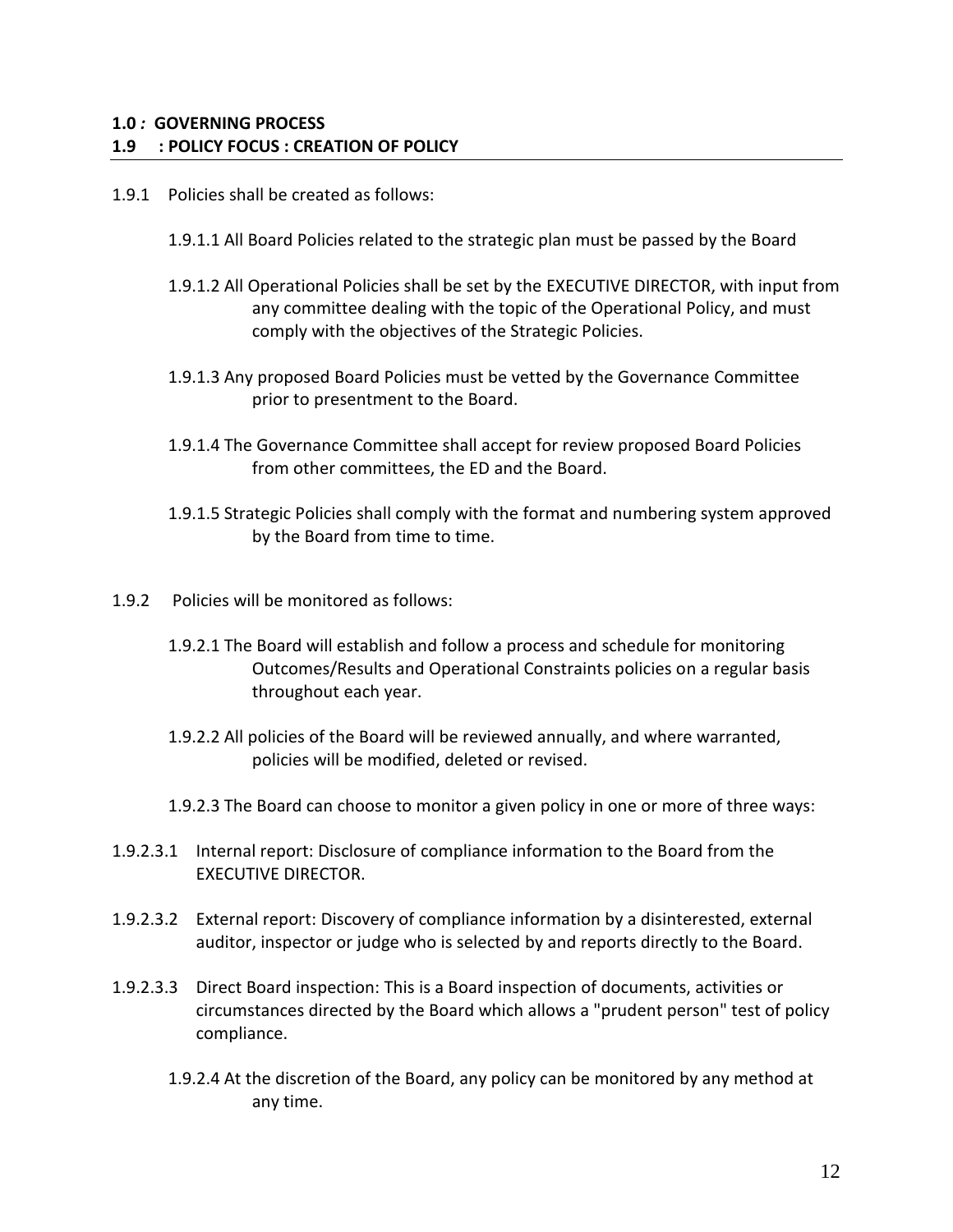**1.0 : GOVERNING PROCESS**

**1.9 : POLICY FOCUS : CREATION OF POLICY**

1.9.1 Policies shall be created as follows:

1.9.1.1 All Board Policies related to the strategic plan must be passed by the Board

1.9.1.2 All Operational Policies shall be set by the EXECUTIVE DIRECTOR, with input from any committee dealing with the topic of the Operational Policy, and must comply with the objectives of the Strategic Policies.

1.9.1.3 Any proposed Board Policies must be vetted by the Governance Committee prior to presentment to the Board.

1.9.1.4 The Governance Committee shall accept for review proposed Board Policies from other committees, the ED and the Board.

1.9.1.5 Strategic Policies shall comply with the format and numbering system approved by the Board from time to time.

1.9.2 Policies will be monitored as follows:

1.9.2.1 The Board will establish and follow a process and schedule for monitoring Outcomes/Results and Operational Constraints policies on a regular basis throughout each year.

1.9.2.2 All policies of the Board will be reviewed annually, and where warranted, policies will be modified, deleted or revised.

1.9.2.3 The Board can choose to monitor a given policy in one or more of three ways:

1.9.2.3.1 Internal report: Disclosure of compliance information to the Board from the EXECUTIVE DIRECTOR.

1.9.2.3.2 External report: Discovery of compliance information by a disinterested, external auditor, inspector or judge who is selected by and reports directly to the Board.

1.9.2.3.3 Direct Board inspection: This is a Board inspection of documents, activities or circumstances directed by the Board which allows a "prudent person" test of policy compliance.

1.9.2.4 At the discretion of the Board, any policy can be monitored by any method at any time.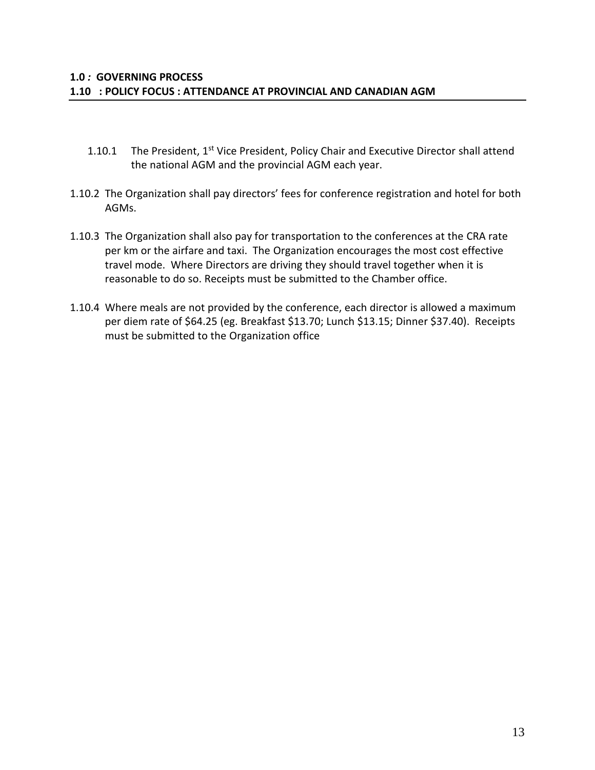**1.0 *:* GOVERNING PROCESS**
**1.10 : POLICY FOCUS : ATTENDANCE AT PROVINCIAL AND CANADIAN AGM**

1.10.1 The President, 1st Vice President, Policy Chair and Executive Director shall attend the national AGM and the provincial AGM each year.

1.10.2 The Organization shall pay directors' fees for conference registration and hotel for both AGMs.

1.10.3 The Organization shall also pay for transportation to the conferences at the CRA rate per km or the airfare and taxi. The Organization encourages the most cost effective travel mode. Where Directors are driving they should travel together when it is reasonable to do so. Receipts must be submitted to the Chamber office.

1.10.4 Where meals are not provided by the conference, each director is allowed a maximum per diem rate of $64.25 (eg. Breakfast $13.70; Lunch $13.15; Dinner $37.40). Receipts must be submitted to the Organization office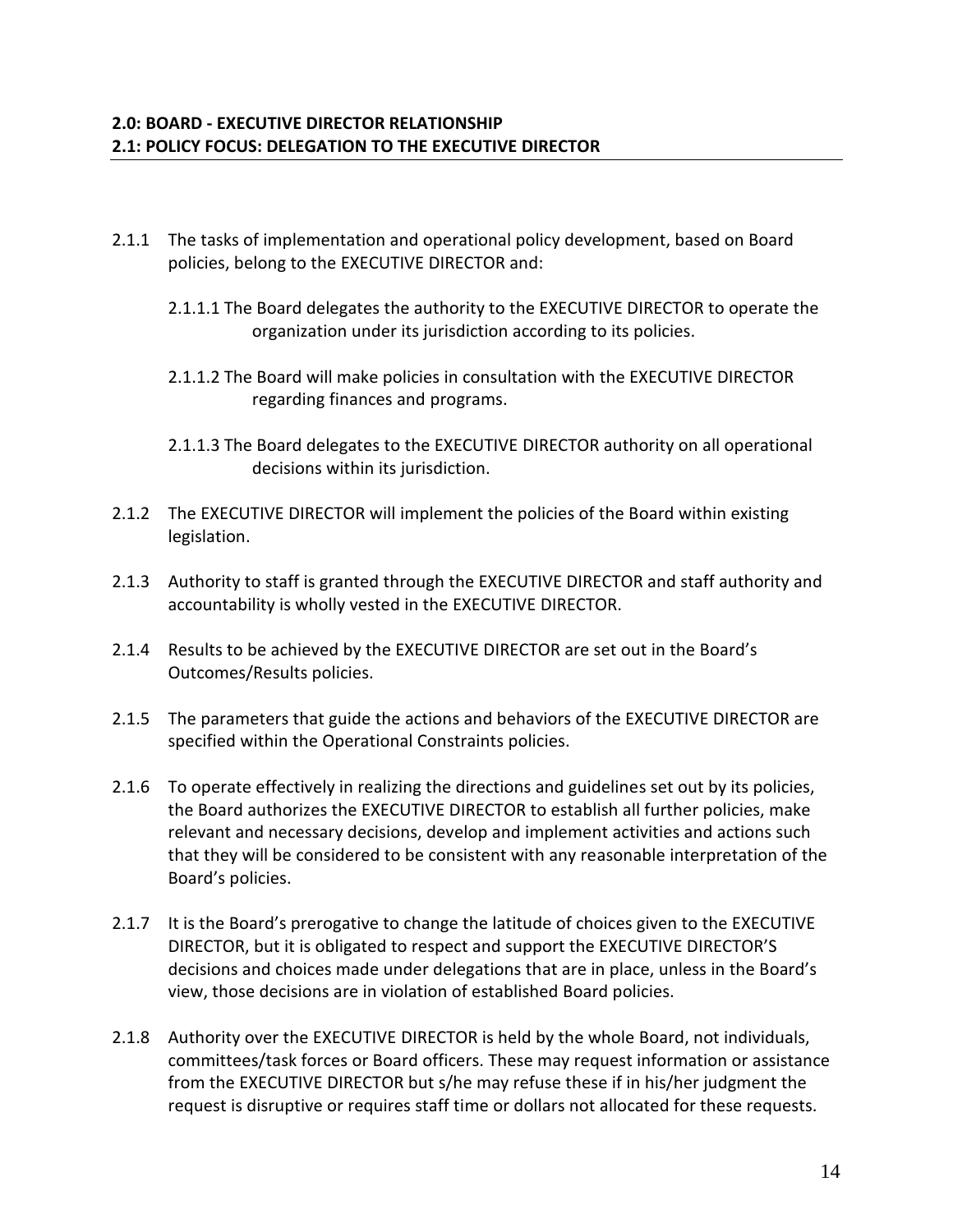## 2.0: BOARD - EXECUTIVE DIRECTOR RELATIONSHIP
## 2.1: POLICY FOCUS: DELEGATION TO THE EXECUTIVE DIRECTOR

2.1.1 The tasks of implementation and operational policy development, based on Board policies, belong to the EXECUTIVE DIRECTOR and:

  2.1.1.1 The Board delegates the authority to the EXECUTIVE DIRECTOR to operate the organization under its jurisdiction according to its policies.

  2.1.1.2 The Board will make policies in consultation with the EXECUTIVE DIRECTOR regarding finances and programs.

  2.1.1.3 The Board delegates to the EXECUTIVE DIRECTOR authority on all operational decisions within its jurisdiction.

2.1.2 The EXECUTIVE DIRECTOR will implement the policies of the Board within existing legislation.

2.1.3 Authority to staff is granted through the EXECUTIVE DIRECTOR and staff authority and accountability is wholly vested in the EXECUTIVE DIRECTOR.

2.1.4 Results to be achieved by the EXECUTIVE DIRECTOR are set out in the Board's Outcomes/Results policies.

2.1.5 The parameters that guide the actions and behaviors of the EXECUTIVE DIRECTOR are specified within the Operational Constraints policies.

2.1.6 To operate effectively in realizing the directions and guidelines set out by its policies, the Board authorizes the EXECUTIVE DIRECTOR to establish all further policies, make relevant and necessary decisions, develop and implement activities and actions such that they will be considered to be consistent with any reasonable interpretation of the Board's policies.

2.1.7 It is the Board's prerogative to change the latitude of choices given to the EXECUTIVE DIRECTOR, but it is obligated to respect and support the EXECUTIVE DIRECTOR'S decisions and choices made under delegations that are in place, unless in the Board's view, those decisions are in violation of established Board policies.

2.1.8 Authority over the EXECUTIVE DIRECTOR is held by the whole Board, not individuals, committees/task forces or Board officers. These may request information or assistance from the EXECUTIVE DIRECTOR but s/he may refuse these if in his/her judgment the request is disruptive or requires staff time or dollars not allocated for these requests.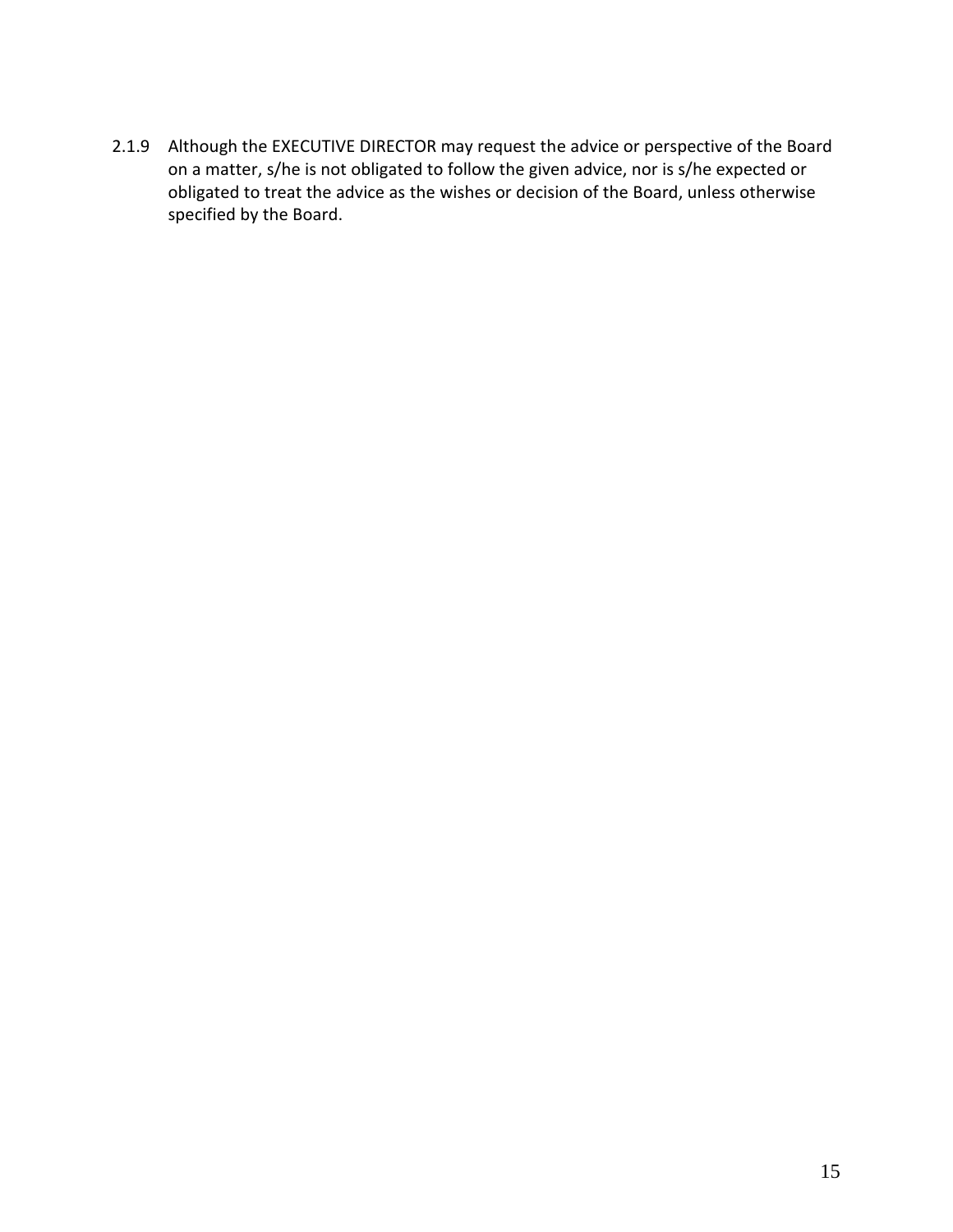2.1.9 Although the EXECUTIVE DIRECTOR may request the advice or perspective of the Board on a matter, s/he is not obligated to follow the given advice, nor is s/he expected or obligated to treat the advice as the wishes or decision of the Board, unless otherwise specified by the Board.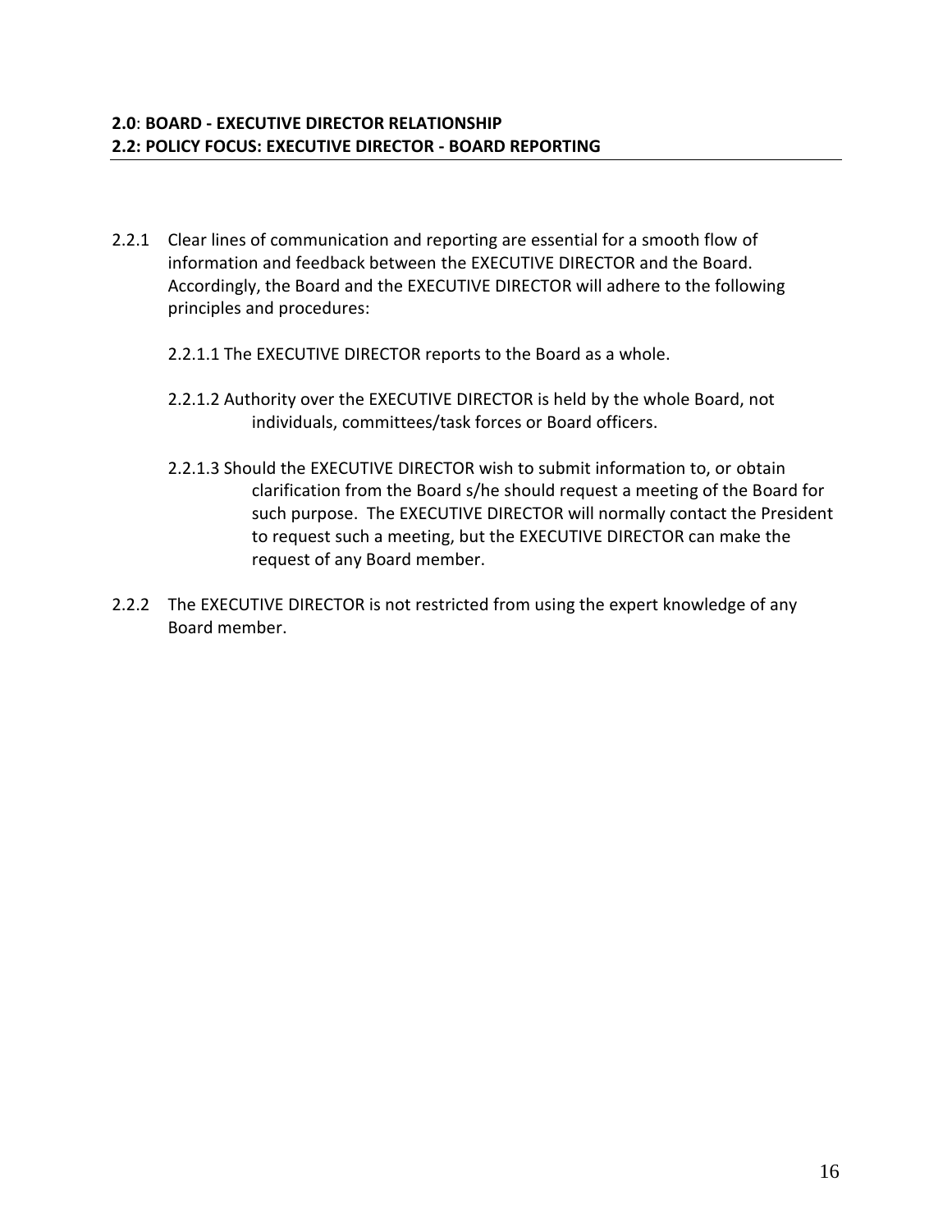**2.0**: **BOARD - EXECUTIVE DIRECTOR RELATIONSHIP**
**2.2: POLICY FOCUS: EXECUTIVE DIRECTOR - BOARD REPORTING**

2.2.1 Clear lines of communication and reporting are essential for a smooth flow of information and feedback between the EXECUTIVE DIRECTOR and the Board. Accordingly, the Board and the EXECUTIVE DIRECTOR will adhere to the following principles and procedures:

2.2.1.1 The EXECUTIVE DIRECTOR reports to the Board as a whole.

2.2.1.2 Authority over the EXECUTIVE DIRECTOR is held by the whole Board, not individuals, committees/task forces or Board officers.

2.2.1.3 Should the EXECUTIVE DIRECTOR wish to submit information to, or obtain clarification from the Board s/he should request a meeting of the Board for such purpose. The EXECUTIVE DIRECTOR will normally contact the President to request such a meeting, but the EXECUTIVE DIRECTOR can make the request of any Board member.

2.2.2 The EXECUTIVE DIRECTOR is not restricted from using the expert knowledge of any Board member.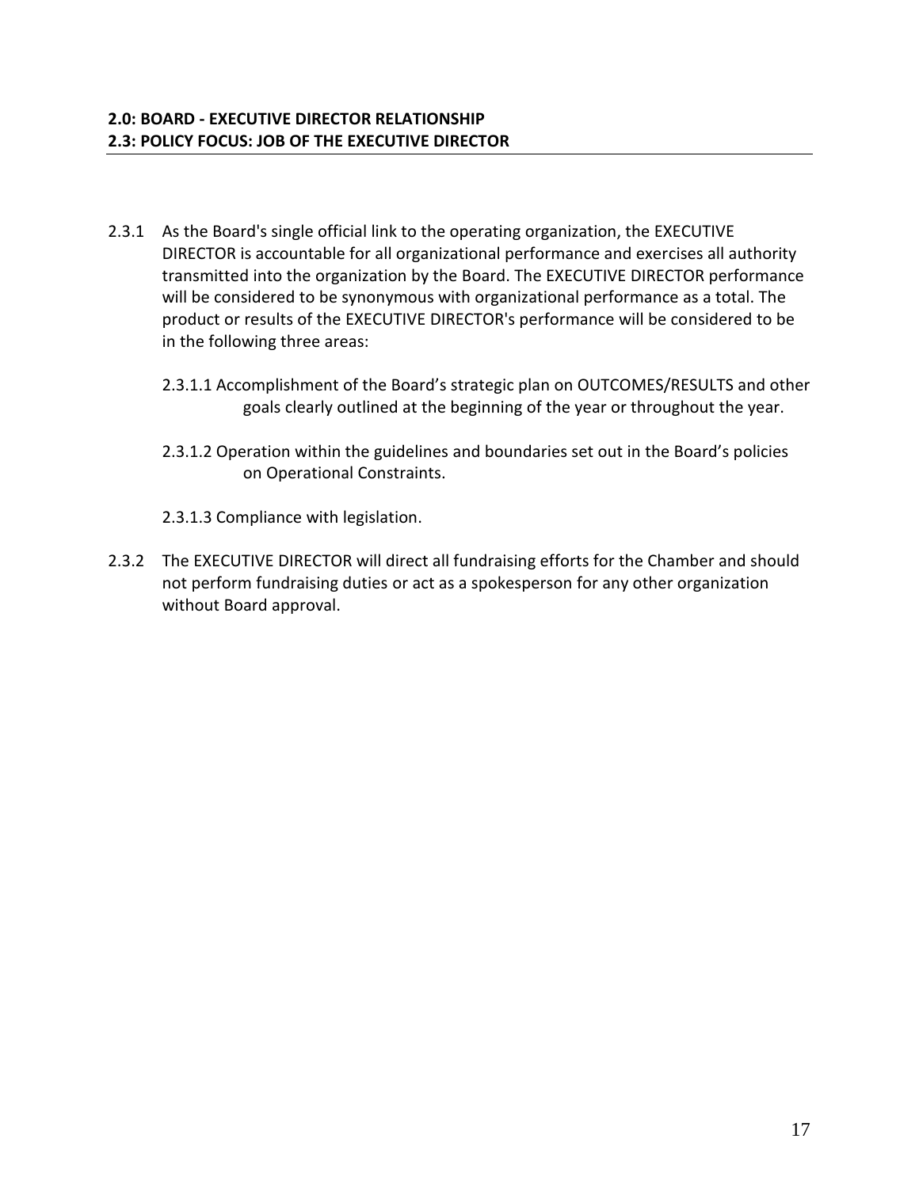**2.0: BOARD - EXECUTIVE DIRECTOR RELATIONSHIP**
**2.3: POLICY FOCUS: JOB OF THE EXECUTIVE DIRECTOR**

2.3.1 As the Board's single official link to the operating organization, the EXECUTIVE DIRECTOR is accountable for all organizational performance and exercises all authority transmitted into the organization by the Board. The EXECUTIVE DIRECTOR performance will be considered to be synonymous with organizational performance as a total. The product or results of the EXECUTIVE DIRECTOR's performance will be considered to be in the following three areas:

2.3.1.1 Accomplishment of the Board's strategic plan on OUTCOMES/RESULTS and other goals clearly outlined at the beginning of the year or throughout the year.

2.3.1.2 Operation within the guidelines and boundaries set out in the Board's policies on Operational Constraints.

2.3.1.3 Compliance with legislation.

2.3.2 The EXECUTIVE DIRECTOR will direct all fundraising efforts for the Chamber and should not perform fundraising duties or act as a spokesperson for any other organization without Board approval.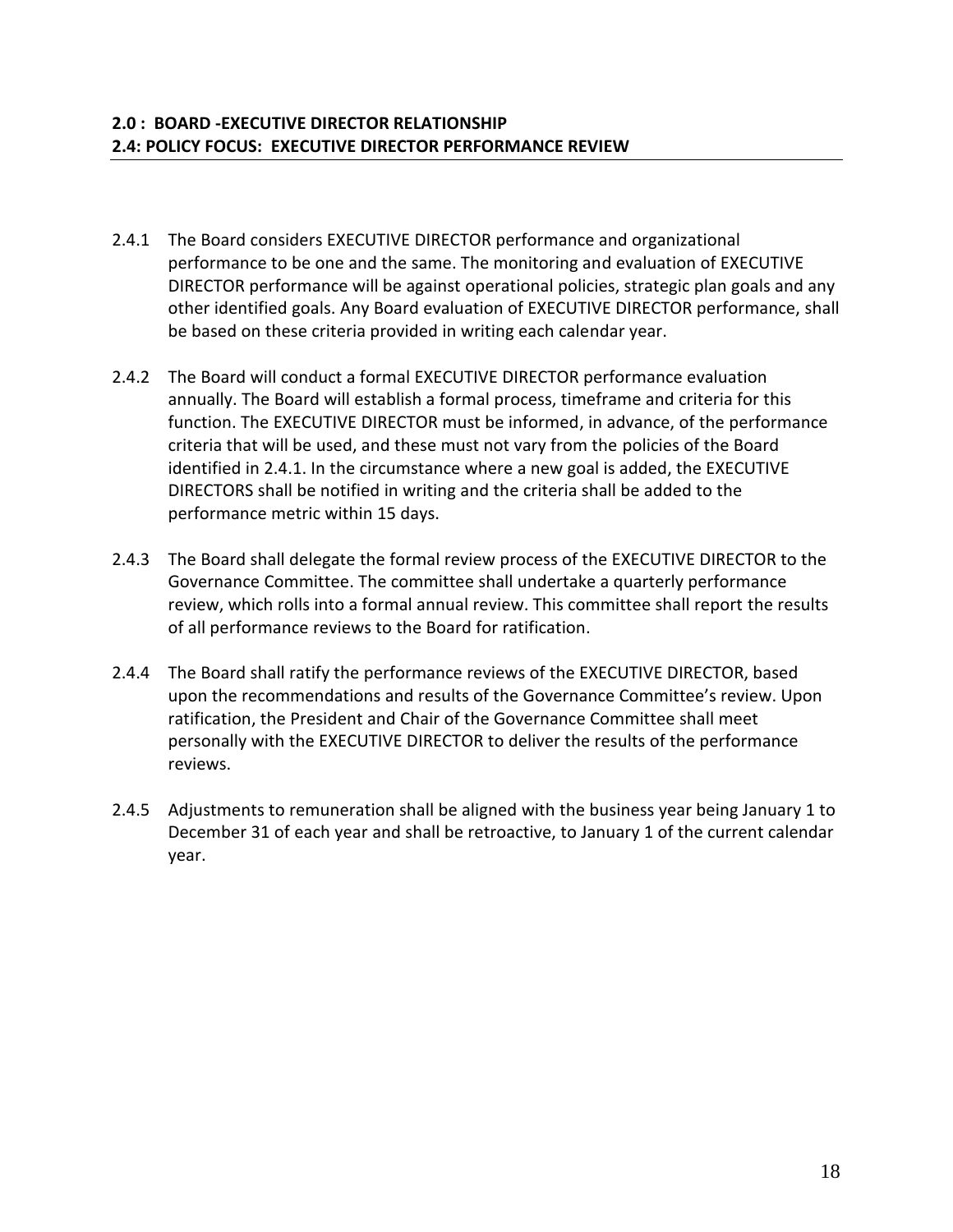**2.0 : BOARD -EXECUTIVE DIRECTOR RELATIONSHIP**
**2.4: POLICY FOCUS: EXECUTIVE DIRECTOR PERFORMANCE REVIEW**

2.4.1 The Board considers EXECUTIVE DIRECTOR performance and organizational performance to be one and the same. The monitoring and evaluation of EXECUTIVE DIRECTOR performance will be against operational policies, strategic plan goals and any other identified goals. Any Board evaluation of EXECUTIVE DIRECTOR performance, shall be based on these criteria provided in writing each calendar year.

2.4.2 The Board will conduct a formal EXECUTIVE DIRECTOR performance evaluation annually. The Board will establish a formal process, timeframe and criteria for this function. The EXECUTIVE DIRECTOR must be informed, in advance, of the performance criteria that will be used, and these must not vary from the policies of the Board identified in 2.4.1. In the circumstance where a new goal is added, the EXECUTIVE DIRECTORS shall be notified in writing and the criteria shall be added to the performance metric within 15 days.

2.4.3 The Board shall delegate the formal review process of the EXECUTIVE DIRECTOR to the Governance Committee. The committee shall undertake a quarterly performance review, which rolls into a formal annual review. This committee shall report the results of all performance reviews to the Board for ratification.

2.4.4 The Board shall ratify the performance reviews of the EXECUTIVE DIRECTOR, based upon the recommendations and results of the Governance Committee's review. Upon ratification, the President and Chair of the Governance Committee shall meet personally with the EXECUTIVE DIRECTOR to deliver the results of the performance reviews.

2.4.5 Adjustments to remuneration shall be aligned with the business year being January 1 to December 31 of each year and shall be retroactive, to January 1 of the current calendar year.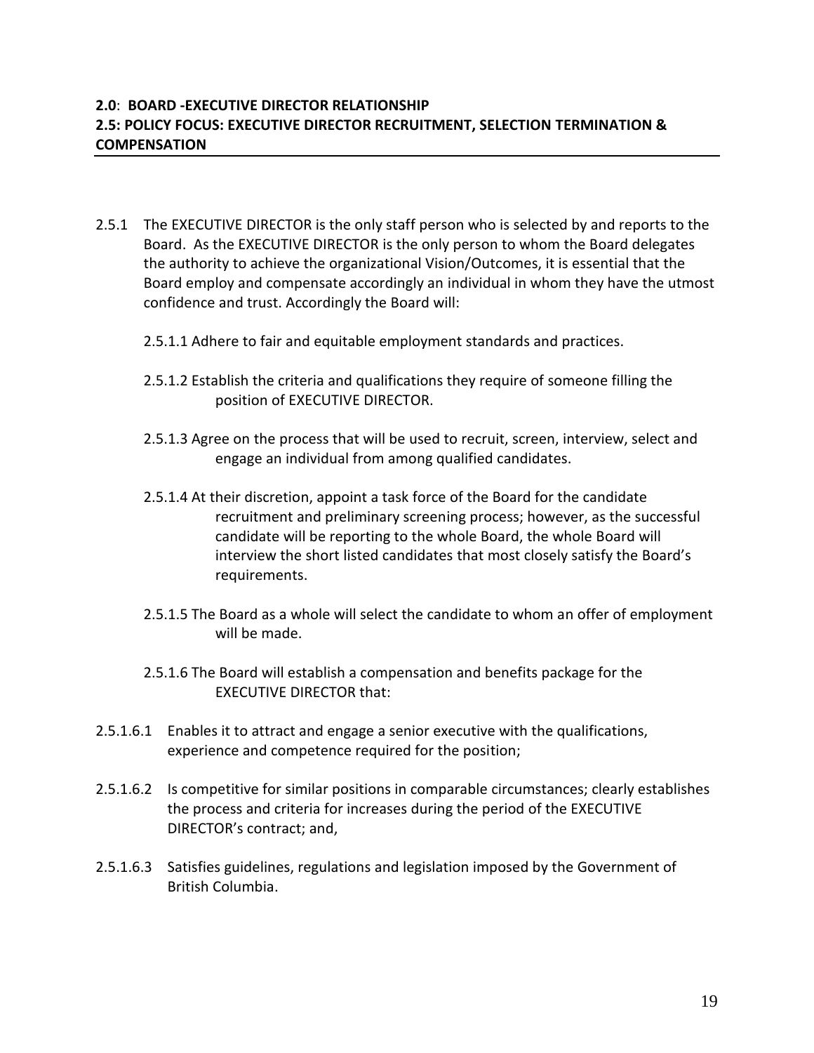**2.0**: **BOARD -EXECUTIVE DIRECTOR RELATIONSHIP**
**2.5: POLICY FOCUS: EXECUTIVE DIRECTOR RECRUITMENT, SELECTION TERMINATION & COMPENSATION**

---

2.5.1 The EXECUTIVE DIRECTOR is the only staff person who is selected by and reports to the Board. As the EXECUTIVE DIRECTOR is the only person to whom the Board delegates the authority to achieve the organizational Vision/Outcomes, it is essential that the Board employ and compensate accordingly an individual in whom they have the utmost confidence and trust. Accordingly the Board will:

2.5.1.1 Adhere to fair and equitable employment standards and practices.

2.5.1.2 Establish the criteria and qualifications they require of someone filling the position of EXECUTIVE DIRECTOR.

2.5.1.3 Agree on the process that will be used to recruit, screen, interview, select and engage an individual from among qualified candidates.

2.5.1.4 At their discretion, appoint a task force of the Board for the candidate recruitment and preliminary screening process; however, as the successful candidate will be reporting to the whole Board, the whole Board will interview the short listed candidates that most closely satisfy the Board's requirements.

2.5.1.5 The Board as a whole will select the candidate to whom an offer of employment will be made.

2.5.1.6 The Board will establish a compensation and benefits package for the EXECUTIVE DIRECTOR that:

2.5.1.6.1 Enables it to attract and engage a senior executive with the qualifications, experience and competence required for the position;

2.5.1.6.2 Is competitive for similar positions in comparable circumstances; clearly establishes the process and criteria for increases during the period of the EXECUTIVE DIRECTOR's contract; and,

2.5.1.6.3 Satisfies guidelines, regulations and legislation imposed by the Government of British Columbia.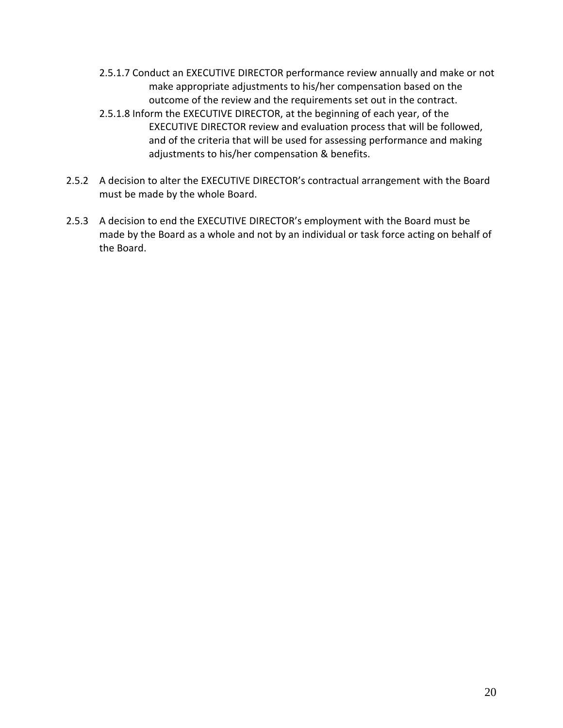2.5.1.7 Conduct an EXECUTIVE DIRECTOR performance review annually and make or not make appropriate adjustments to his/her compensation based on the outcome of the review and the requirements set out in the contract.

2.5.1.8 Inform the EXECUTIVE DIRECTOR, at the beginning of each year, of the EXECUTIVE DIRECTOR review and evaluation process that will be followed, and of the criteria that will be used for assessing performance and making adjustments to his/her compensation & benefits.

2.5.2 A decision to alter the EXECUTIVE DIRECTOR's contractual arrangement with the Board must be made by the whole Board.

2.5.3 A decision to end the EXECUTIVE DIRECTOR's employment with the Board must be made by the Board as a whole and not by an individual or task force acting on behalf of the Board.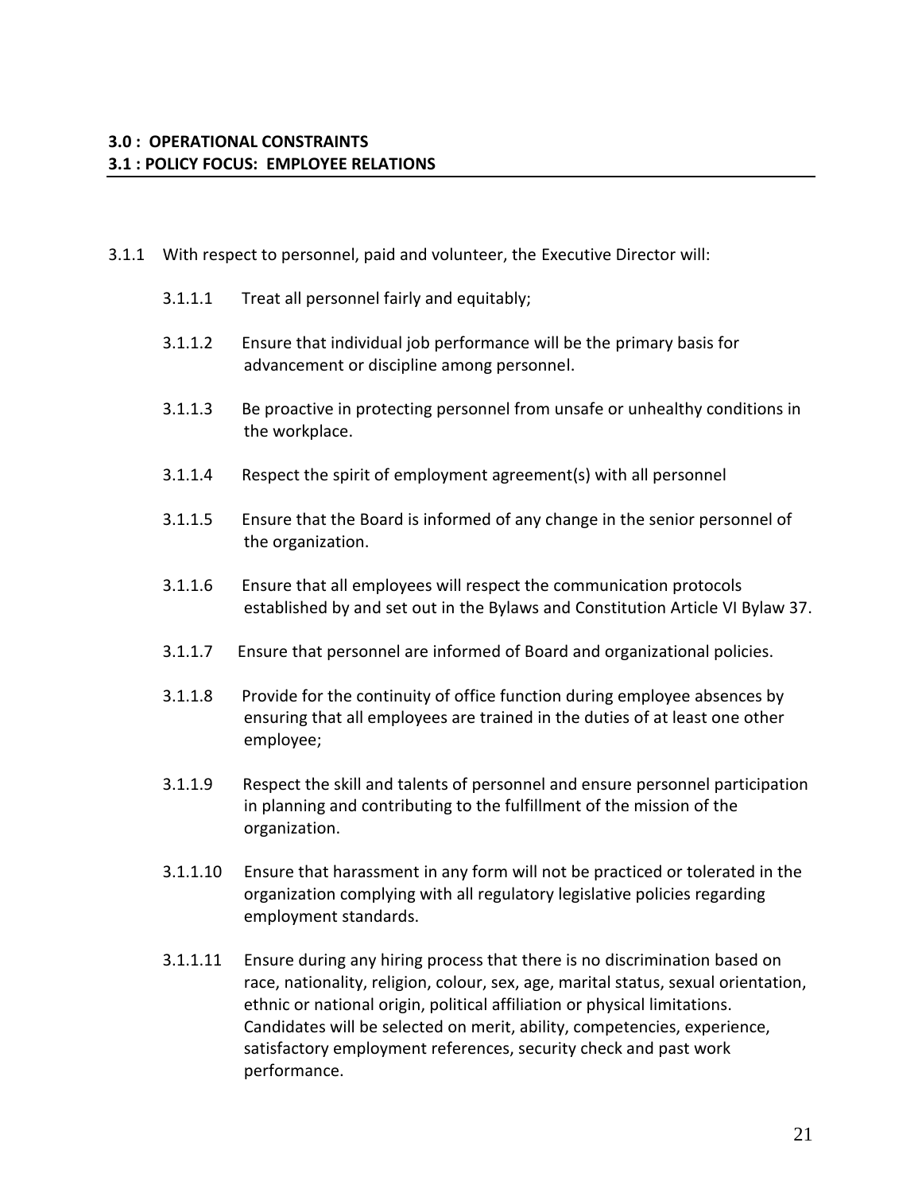**3.0 : OPERATIONAL CONSTRAINTS**
**3.1 : POLICY FOCUS: EMPLOYEE RELATIONS**

3.1.1 With respect to personnel, paid and volunteer, the Executive Director will:

- 3.1.1.1 Treat all personnel fairly and equitably;
- 3.1.1.2 Ensure that individual job performance will be the primary basis for advancement or discipline among personnel.
- 3.1.1.3 Be proactive in protecting personnel from unsafe or unhealthy conditions in the workplace.
- 3.1.1.4 Respect the spirit of employment agreement(s) with all personnel
- 3.1.1.5 Ensure that the Board is informed of any change in the senior personnel of the organization.
- 3.1.1.6 Ensure that all employees will respect the communication protocols established by and set out in the Bylaws and Constitution Article VI Bylaw 37.
- 3.1.1.7 Ensure that personnel are informed of Board and organizational policies.
- 3.1.1.8 Provide for the continuity of office function during employee absences by ensuring that all employees are trained in the duties of at least one other employee;
- 3.1.1.9 Respect the skill and talents of personnel and ensure personnel participation in planning and contributing to the fulfillment of the mission of the organization.
- 3.1.1.10 Ensure that harassment in any form will not be practiced or tolerated in the organization complying with all regulatory legislative policies regarding employment standards.
- 3.1.1.11 Ensure during any hiring process that there is no discrimination based on race, nationality, religion, colour, sex, age, marital status, sexual orientation, ethnic or national origin, political affiliation or physical limitations. Candidates will be selected on merit, ability, competencies, experience, satisfactory employment references, security check and past work performance.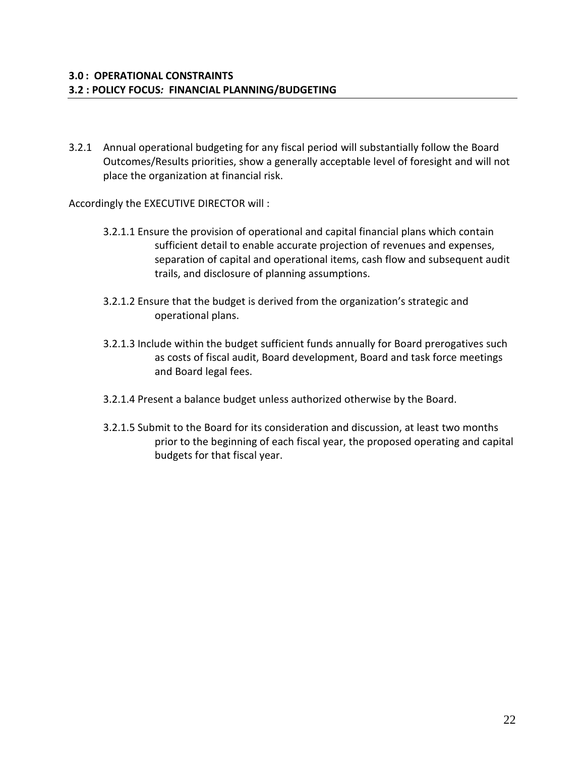**3.0 : OPERATIONAL CONSTRAINTS**
**3.2 : POLICY FOCUS*:* FINANCIAL PLANNING/BUDGETING**

3.2.1 Annual operational budgeting for any fiscal period will substantially follow the Board Outcomes/Results priorities, show a generally acceptable level of foresight and will not place the organization at financial risk.

Accordingly the EXECUTIVE DIRECTOR will :

3.2.1.1 Ensure the provision of operational and capital financial plans which contain sufficient detail to enable accurate projection of revenues and expenses, separation of capital and operational items, cash flow and subsequent audit trails, and disclosure of planning assumptions.

3.2.1.2 Ensure that the budget is derived from the organization's strategic and operational plans.

3.2.1.3 Include within the budget sufficient funds annually for Board prerogatives such as costs of fiscal audit, Board development, Board and task force meetings and Board legal fees.

3.2.1.4 Present a balance budget unless authorized otherwise by the Board.

3.2.1.5 Submit to the Board for its consideration and discussion, at least two months prior to the beginning of each fiscal year, the proposed operating and capital budgets for that fiscal year.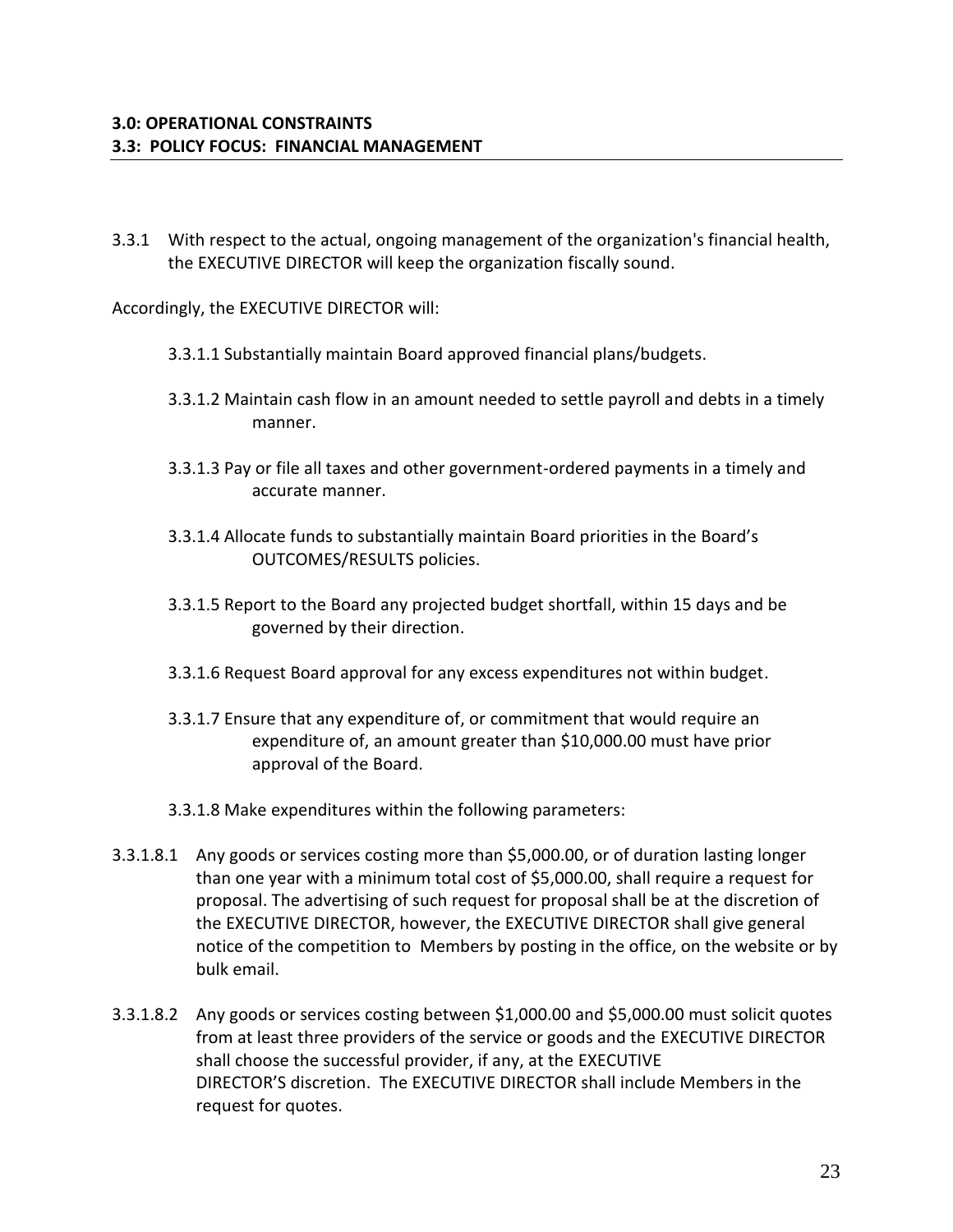**3.0: OPERATIONAL CONSTRAINTS**
**3.3: POLICY FOCUS: FINANCIAL MANAGEMENT**

3.3.1 With respect to the actual, ongoing management of the organization's financial health, the EXECUTIVE DIRECTOR will keep the organization fiscally sound.

Accordingly, the EXECUTIVE DIRECTOR will:

3.3.1.1 Substantially maintain Board approved financial plans/budgets.

3.3.1.2 Maintain cash flow in an amount needed to settle payroll and debts in a timely manner.

3.3.1.3 Pay or file all taxes and other government-ordered payments in a timely and accurate manner.

3.3.1.4 Allocate funds to substantially maintain Board priorities in the Board's OUTCOMES/RESULTS policies.

3.3.1.5 Report to the Board any projected budget shortfall, within 15 days and be governed by their direction.

3.3.1.6 Request Board approval for any excess expenditures not within budget.

3.3.1.7 Ensure that any expenditure of, or commitment that would require an expenditure of, an amount greater than $10,000.00 must have prior approval of the Board.

3.3.1.8 Make expenditures within the following parameters:

3.3.1.8.1 Any goods or services costing more than $5,000.00, or of duration lasting longer than one year with a minimum total cost of $5,000.00, shall require a request for proposal. The advertising of such request for proposal shall be at the discretion of the EXECUTIVE DIRECTOR, however, the EXECUTIVE DIRECTOR shall give general notice of the competition to Members by posting in the office, on the website or by bulk email.

3.3.1.8.2 Any goods or services costing between $1,000.00 and $5,000.00 must solicit quotes from at least three providers of the service or goods and the EXECUTIVE DIRECTOR shall choose the successful provider, if any, at the EXECUTIVE DIRECTOR'S discretion. The EXECUTIVE DIRECTOR shall include Members in the request for quotes.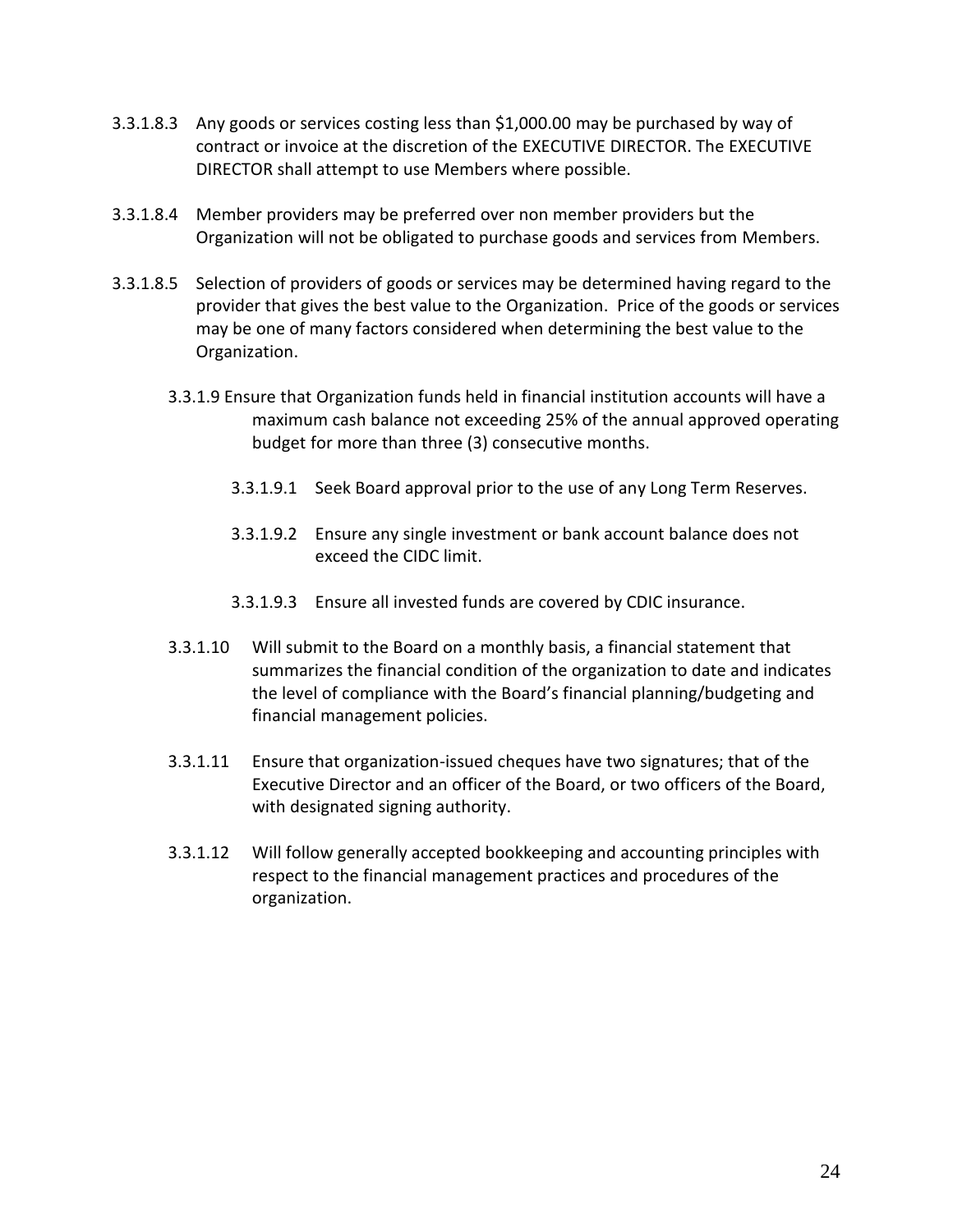3.3.1.8.3 Any goods or services costing less than $1,000.00 may be purchased by way of contract or invoice at the discretion of the EXECUTIVE DIRECTOR. The EXECUTIVE DIRECTOR shall attempt to use Members where possible.

3.3.1.8.4 Member providers may be preferred over non member providers but the Organization will not be obligated to purchase goods and services from Members.

3.3.1.8.5 Selection of providers of goods or services may be determined having regard to the provider that gives the best value to the Organization. Price of the goods or services may be one of many factors considered when determining the best value to the Organization.

3.3.1.9 Ensure that Organization funds held in financial institution accounts will have a maximum cash balance not exceeding 25% of the annual approved operating budget for more than three (3) consecutive months.

3.3.1.9.1 Seek Board approval prior to the use of any Long Term Reserves.

3.3.1.9.2 Ensure any single investment or bank account balance does not exceed the CIDC limit.

3.3.1.9.3 Ensure all invested funds are covered by CDIC insurance.

3.3.1.10 Will submit to the Board on a monthly basis, a financial statement that summarizes the financial condition of the organization to date and indicates the level of compliance with the Board's financial planning/budgeting and financial management policies.

3.3.1.11 Ensure that organization-issued cheques have two signatures; that of the Executive Director and an officer of the Board, or two officers of the Board, with designated signing authority.

3.3.1.12 Will follow generally accepted bookkeeping and accounting principles with respect to the financial management practices and procedures of the organization.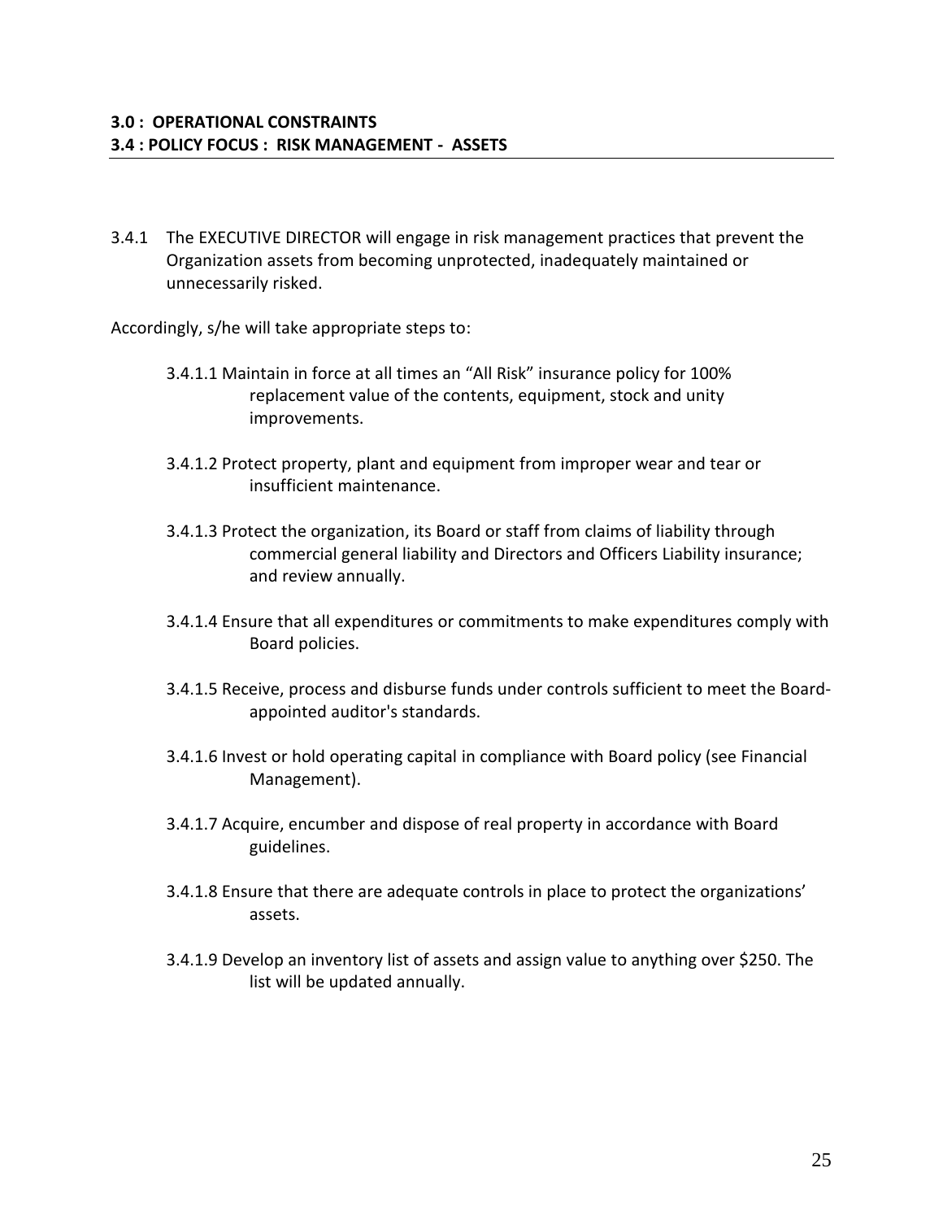**3.0 : OPERATIONAL CONSTRAINTS**
**3.4 : POLICY FOCUS : RISK MANAGEMENT - ASSETS**

3.4.1 The EXECUTIVE DIRECTOR will engage in risk management practices that prevent the Organization assets from becoming unprotected, inadequately maintained or unnecessarily risked.

Accordingly, s/he will take appropriate steps to:

3.4.1.1 Maintain in force at all times an “All Risk” insurance policy for 100% replacement value of the contents, equipment, stock and unity improvements.

3.4.1.2 Protect property, plant and equipment from improper wear and tear or insufficient maintenance.

3.4.1.3 Protect the organization, its Board or staff from claims of liability through commercial general liability and Directors and Officers Liability insurance; and review annually.

3.4.1.4 Ensure that all expenditures or commitments to make expenditures comply with Board policies.

3.4.1.5 Receive, process and disburse funds under controls sufficient to meet the Board-appointed auditor's standards.

3.4.1.6 Invest or hold operating capital in compliance with Board policy (see Financial Management).

3.4.1.7 Acquire, encumber and dispose of real property in accordance with Board guidelines.

3.4.1.8 Ensure that there are adequate controls in place to protect the organizations’ assets.

3.4.1.9 Develop an inventory list of assets and assign value to anything over $250. The list will be updated annually.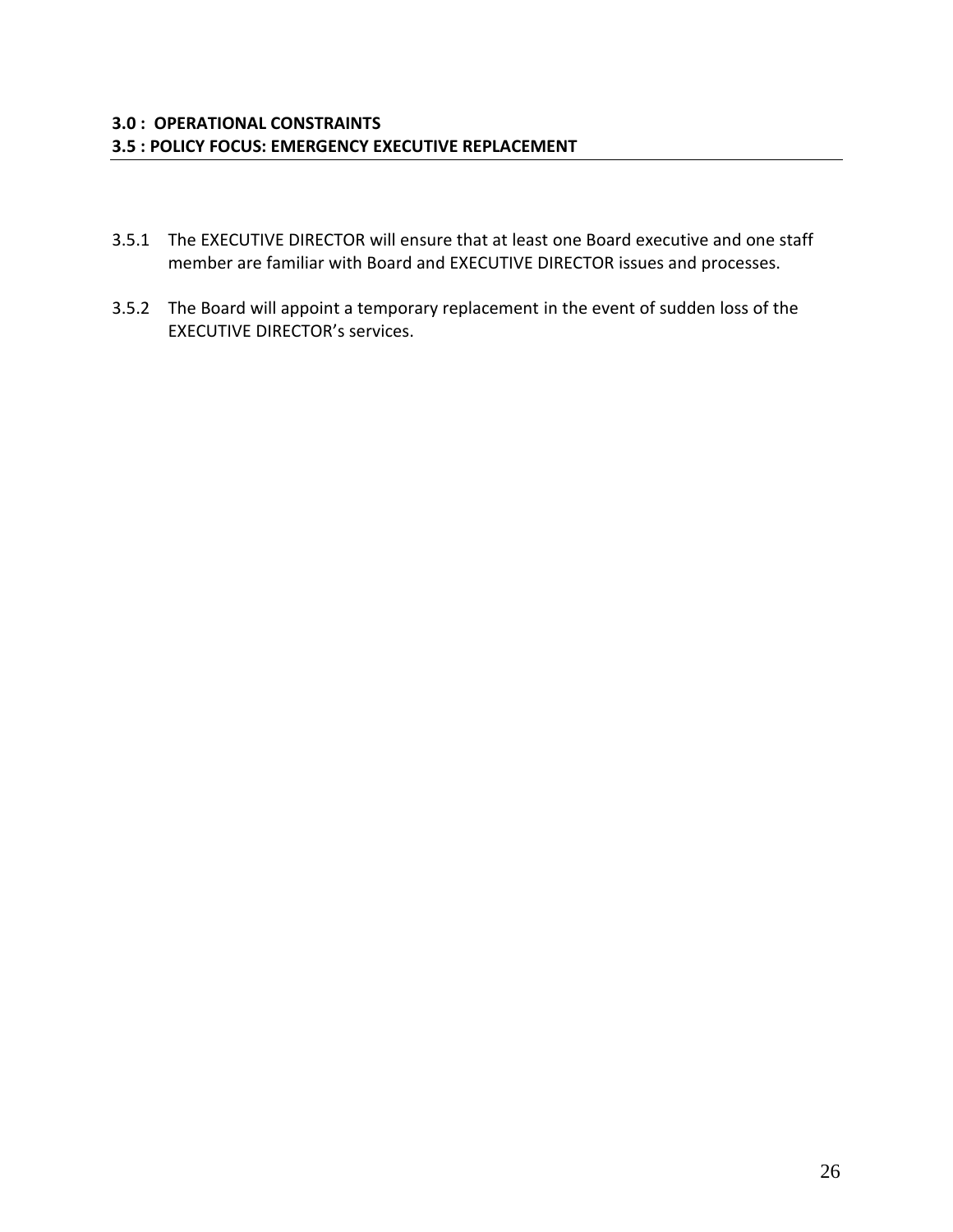**3.0 : OPERATIONAL CONSTRAINTS**
**3.5 : POLICY FOCUS: EMERGENCY EXECUTIVE REPLACEMENT**

3.5.1 The EXECUTIVE DIRECTOR will ensure that at least one Board executive and one staff member are familiar with Board and EXECUTIVE DIRECTOR issues and processes.

3.5.2 The Board will appoint a temporary replacement in the event of sudden loss of the EXECUTIVE DIRECTOR's services.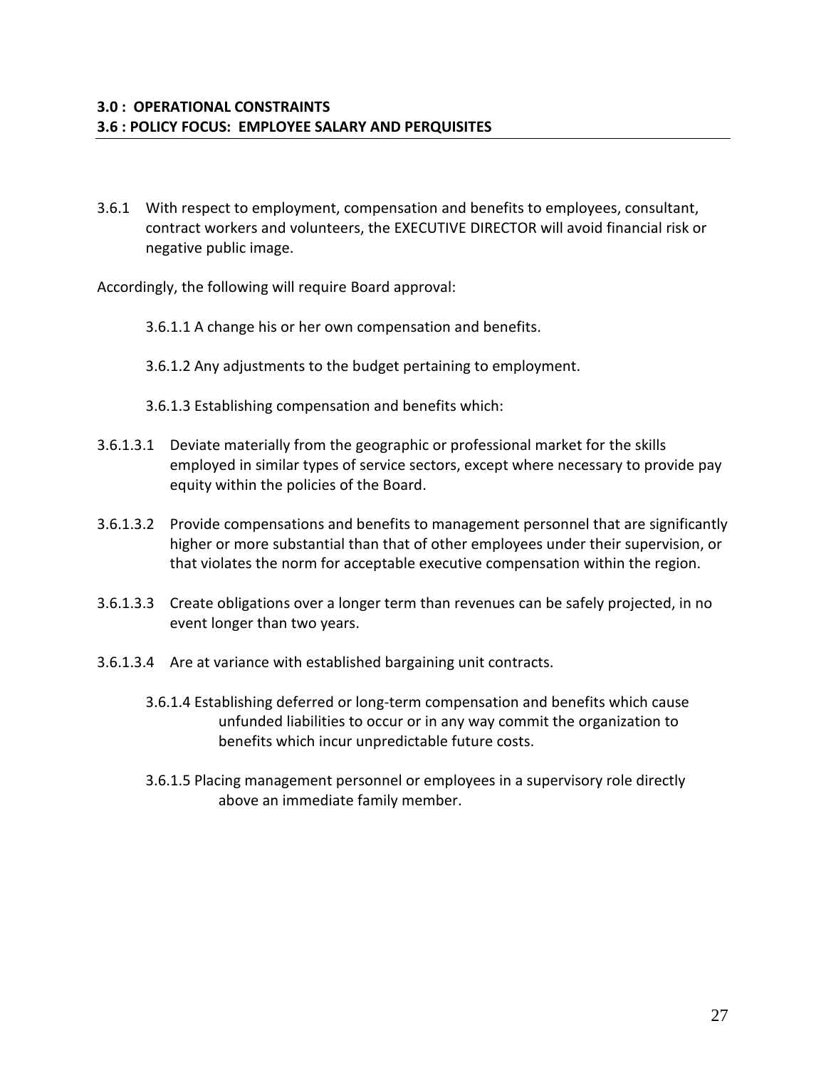**3.0 : OPERATIONAL CONSTRAINTS**
**3.6 : POLICY FOCUS: EMPLOYEE SALARY AND PERQUISITES**

3.6.1 With respect to employment, compensation and benefits to employees, consultant, contract workers and volunteers, the EXECUTIVE DIRECTOR will avoid financial risk or negative public image.

Accordingly, the following will require Board approval:

3.6.1.1 A change his or her own compensation and benefits.

3.6.1.2 Any adjustments to the budget pertaining to employment.

3.6.1.3 Establishing compensation and benefits which:

3.6.1.3.1 Deviate materially from the geographic or professional market for the skills employed in similar types of service sectors, except where necessary to provide pay equity within the policies of the Board.

3.6.1.3.2 Provide compensations and benefits to management personnel that are significantly higher or more substantial than that of other employees under their supervision, or that violates the norm for acceptable executive compensation within the region.

3.6.1.3.3 Create obligations over a longer term than revenues can be safely projected, in no event longer than two years.

3.6.1.3.4 Are at variance with established bargaining unit contracts.

3.6.1.4 Establishing deferred or long-term compensation and benefits which cause unfunded liabilities to occur or in any way commit the organization to benefits which incur unpredictable future costs.

3.6.1.5 Placing management personnel or employees in a supervisory role directly above an immediate family member.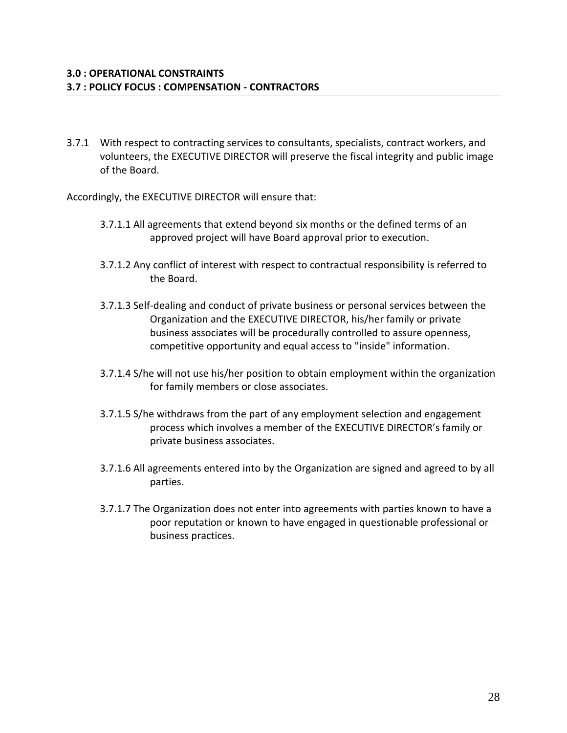**3.0 : OPERATIONAL CONSTRAINTS**
**3.7 : POLICY FOCUS : COMPENSATION - CONTRACTORS**

3.7.1 With respect to contracting services to consultants, specialists, contract workers, and volunteers, the EXECUTIVE DIRECTOR will preserve the fiscal integrity and public image of the Board.

Accordingly, the EXECUTIVE DIRECTOR will ensure that:

- 3.7.1.1 All agreements that extend beyond six months or the defined terms of an approved project will have Board approval prior to execution.

- 3.7.1.2 Any conflict of interest with respect to contractual responsibility is referred to the Board.

- 3.7.1.3 Self-dealing and conduct of private business or personal services between the Organization and the EXECUTIVE DIRECTOR, his/her family or private business associates will be procedurally controlled to assure openness, competitive opportunity and equal access to "inside" information.

- 3.7.1.4 S/he will not use his/her position to obtain employment within the organization for family members or close associates.

- 3.7.1.5 S/he withdraws from the part of any employment selection and engagement process which involves a member of the EXECUTIVE DIRECTOR's family or private business associates.

- 3.7.1.6 All agreements entered into by the Organization are signed and agreed to by all parties.

- 3.7.1.7 The Organization does not enter into agreements with parties known to have a poor reputation or known to have engaged in questionable professional or business practices.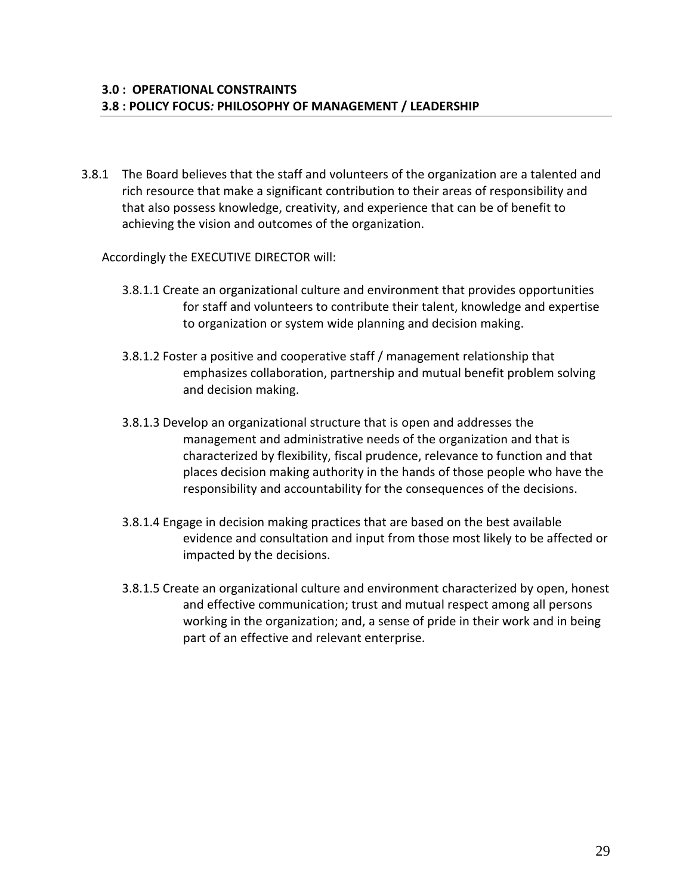**3.0 : OPERATIONAL CONSTRAINTS**
**3.8 : POLICY FOCUS*:* PHILOSOPHY OF MANAGEMENT / LEADERSHIP**

3.8.1 The Board believes that the staff and volunteers of the organization are a talented and rich resource that make a significant contribution to their areas of responsibility and that also possess knowledge, creativity, and experience that can be of benefit to achieving the vision and outcomes of the organization.

Accordingly the EXECUTIVE DIRECTOR will:

3.8.1.1 Create an organizational culture and environment that provides opportunities for staff and volunteers to contribute their talent, knowledge and expertise to organization or system wide planning and decision making.

3.8.1.2 Foster a positive and cooperative staff / management relationship that emphasizes collaboration, partnership and mutual benefit problem solving and decision making.

3.8.1.3 Develop an organizational structure that is open and addresses the management and administrative needs of the organization and that is characterized by flexibility, fiscal prudence, relevance to function and that places decision making authority in the hands of those people who have the responsibility and accountability for the consequences of the decisions.

3.8.1.4 Engage in decision making practices that are based on the best available evidence and consultation and input from those most likely to be affected or impacted by the decisions.

3.8.1.5 Create an organizational culture and environment characterized by open, honest and effective communication; trust and mutual respect among all persons working in the organization; and, a sense of pride in their work and in being part of an effective and relevant enterprise.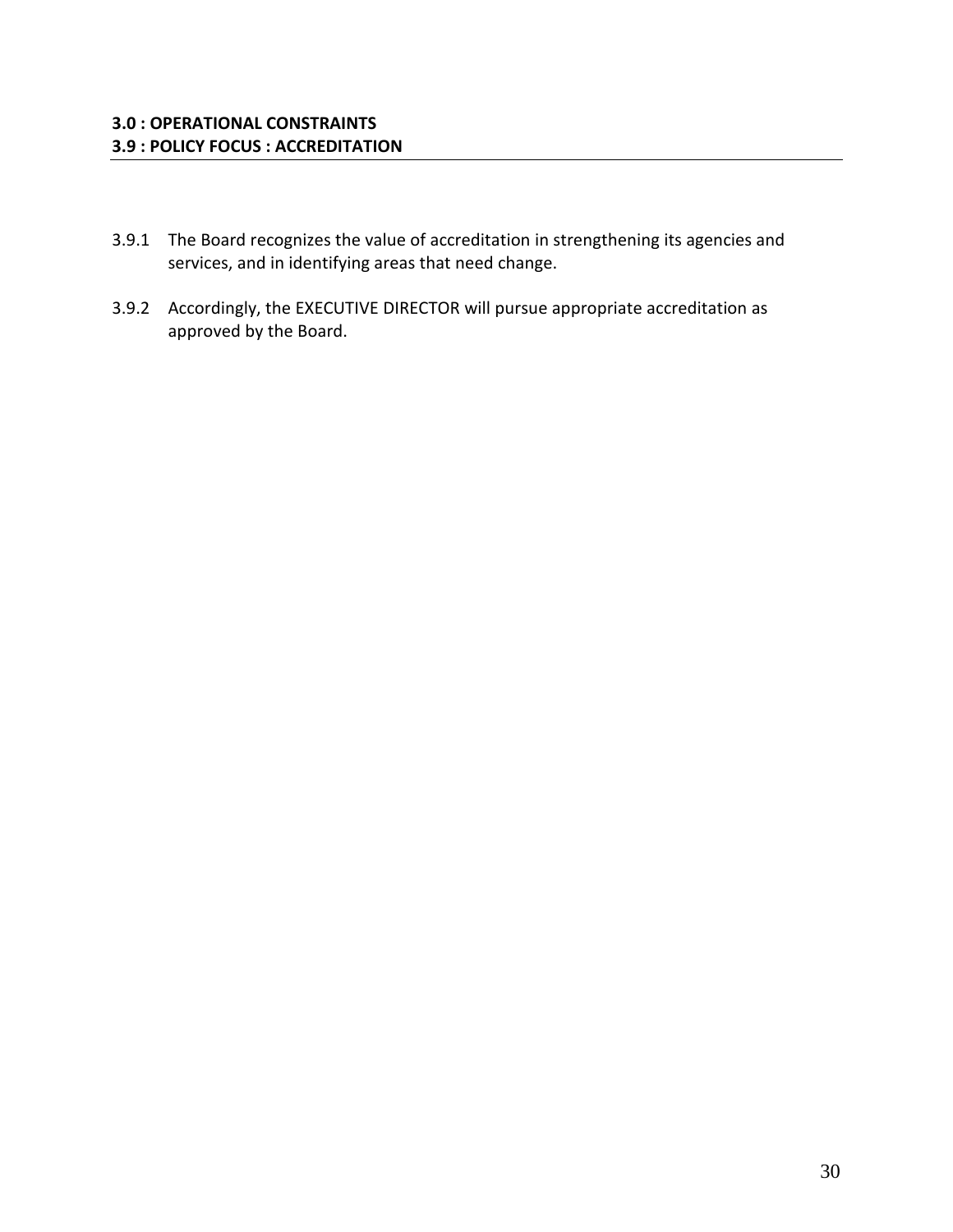**3.0 : OPERATIONAL CONSTRAINTS**
**3.9 : POLICY FOCUS : ACCREDITATION**

3.9.1 The Board recognizes the value of accreditation in strengthening its agencies and services, and in identifying areas that need change.

3.9.2 Accordingly, the EXECUTIVE DIRECTOR will pursue appropriate accreditation as approved by the Board.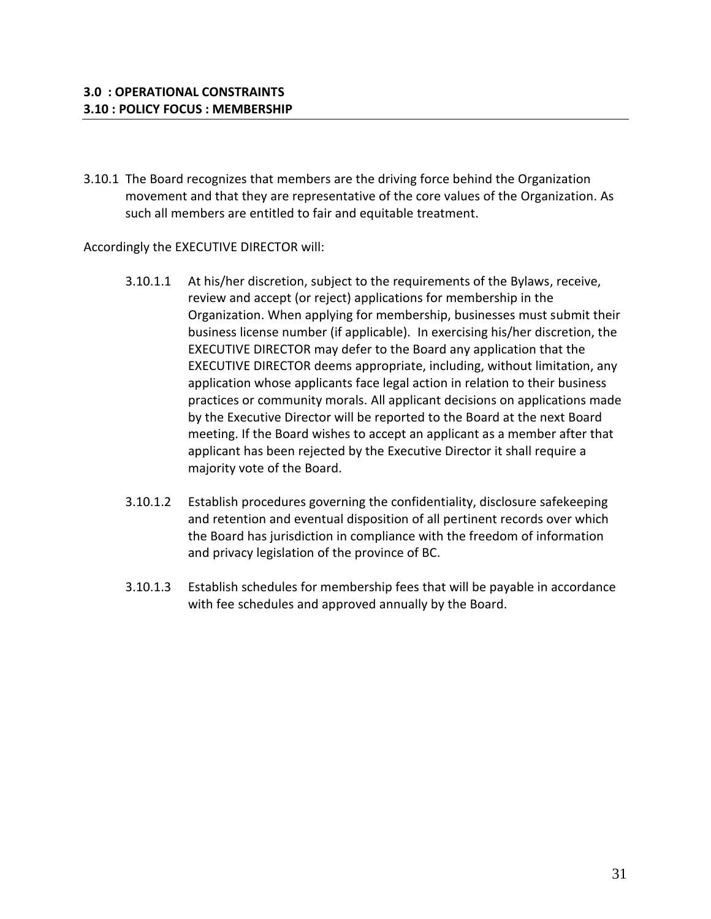**3.0 : OPERATIONAL CONSTRAINTS**
**3.10 : POLICY FOCUS : MEMBERSHIP**

3.10.1 The Board recognizes that members are the driving force behind the Organization movement and that they are representative of the core values of the Organization. As such all members are entitled to fair and equitable treatment.

Accordingly the EXECUTIVE DIRECTOR will:

3.10.1.1 At his/her discretion, subject to the requirements of the Bylaws, receive, review and accept (or reject) applications for membership in the Organization. When applying for membership, businesses must submit their business license number (if applicable). In exercising his/her discretion, the EXECUTIVE DIRECTOR may defer to the Board any application that the EXECUTIVE DIRECTOR deems appropriate, including, without limitation, any application whose applicants face legal action in relation to their business practices or community morals. All applicant decisions on applications made by the Executive Director will be reported to the Board at the next Board meeting. If the Board wishes to accept an applicant as a member after that applicant has been rejected by the Executive Director it shall require a majority vote of the Board.

3.10.1.2 Establish procedures governing the confidentiality, disclosure safekeeping and retention and eventual disposition of all pertinent records over which the Board has jurisdiction in compliance with the freedom of information and privacy legislation of the province of BC.

3.10.1.3 Establish schedules for membership fees that will be payable in accordance with fee schedules and approved annually by the Board.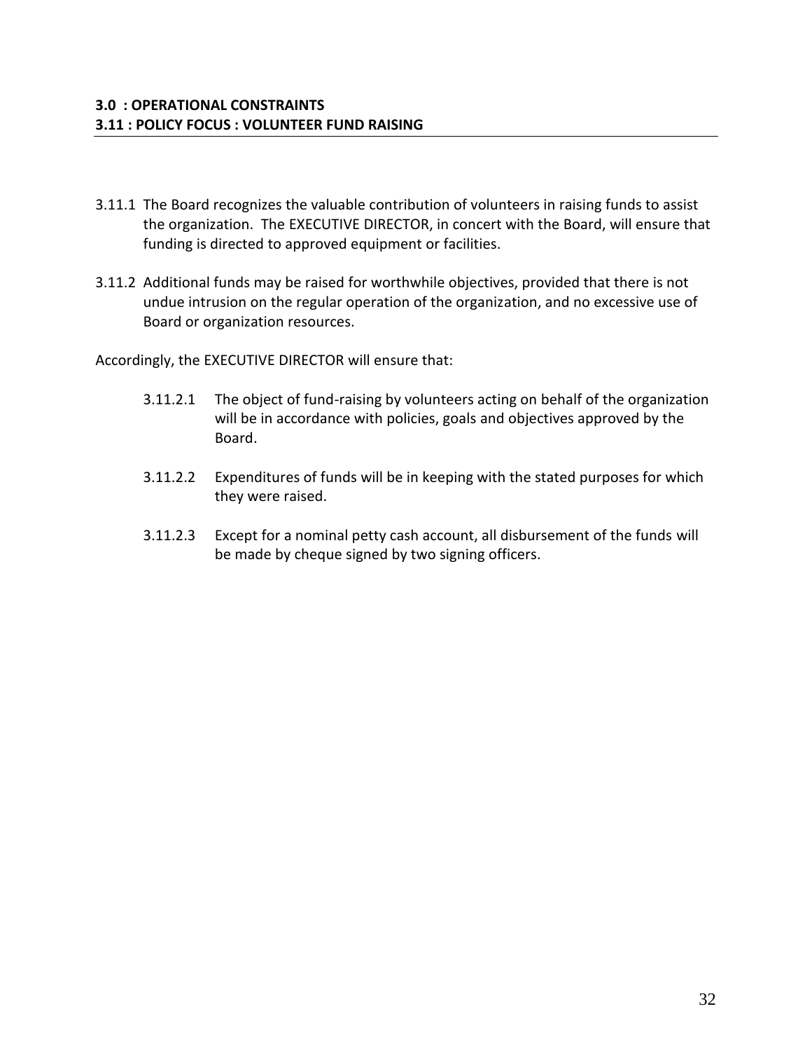**3.0 : OPERATIONAL CONSTRAINTS**
**3.11 : POLICY FOCUS : VOLUNTEER FUND RAISING**

3.11.1 The Board recognizes the valuable contribution of volunteers in raising funds to assist the organization. The EXECUTIVE DIRECTOR, in concert with the Board, will ensure that funding is directed to approved equipment or facilities.

3.11.2 Additional funds may be raised for worthwhile objectives, provided that there is not undue intrusion on the regular operation of the organization, and no excessive use of Board or organization resources.

Accordingly, the EXECUTIVE DIRECTOR will ensure that:

3.11.2.1 The object of fund-raising by volunteers acting on behalf of the organization will be in accordance with policies, goals and objectives approved by the Board.

3.11.2.2 Expenditures of funds will be in keeping with the stated purposes for which they were raised.

3.11.2.3 Except for a nominal petty cash account, all disbursement of the funds will be made by cheque signed by two signing officers.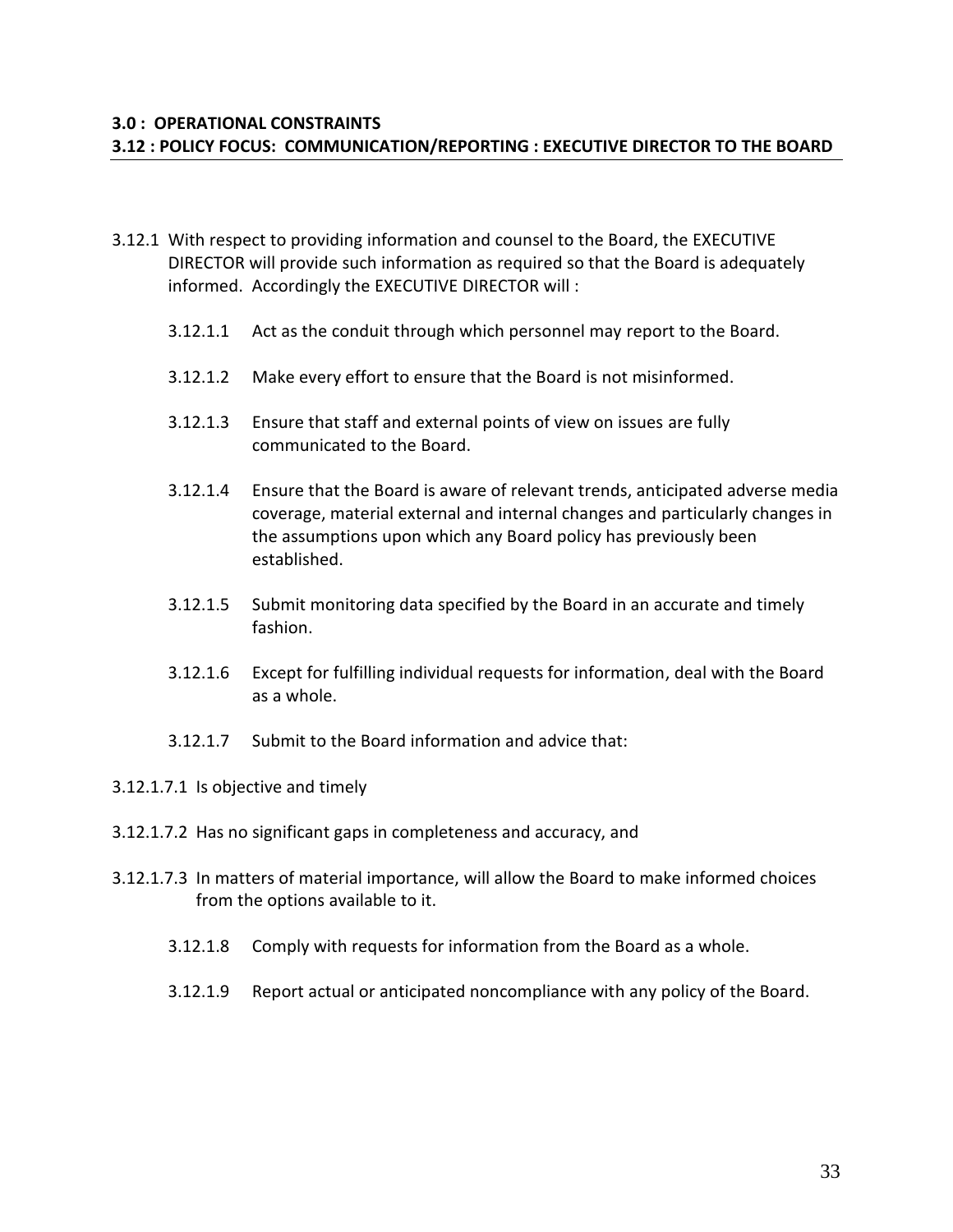**3.0 : OPERATIONAL CONSTRAINTS**

**3.12 : POLICY FOCUS: COMMUNICATION/REPORTING : EXECUTIVE DIRECTOR TO THE BOARD**

3.12.1 With respect to providing information and counsel to the Board, the EXECUTIVE DIRECTOR will provide such information as required so that the Board is adequately informed. Accordingly the EXECUTIVE DIRECTOR will :

3.12.1.1 Act as the conduit through which personnel may report to the Board.

3.12.1.2 Make every effort to ensure that the Board is not misinformed.

3.12.1.3 Ensure that staff and external points of view on issues are fully communicated to the Board.

3.12.1.4 Ensure that the Board is aware of relevant trends, anticipated adverse media coverage, material external and internal changes and particularly changes in the assumptions upon which any Board policy has previously been established.

3.12.1.5 Submit monitoring data specified by the Board in an accurate and timely fashion.

3.12.1.6 Except for fulfilling individual requests for information, deal with the Board as a whole.

3.12.1.7 Submit to the Board information and advice that:

3.12.1.7.1 Is objective and timely

3.12.1.7.2 Has no significant gaps in completeness and accuracy, and

3.12.1.7.3 In matters of material importance, will allow the Board to make informed choices from the options available to it.

3.12.1.8 Comply with requests for information from the Board as a whole.

3.12.1.9 Report actual or anticipated noncompliance with any policy of the Board.